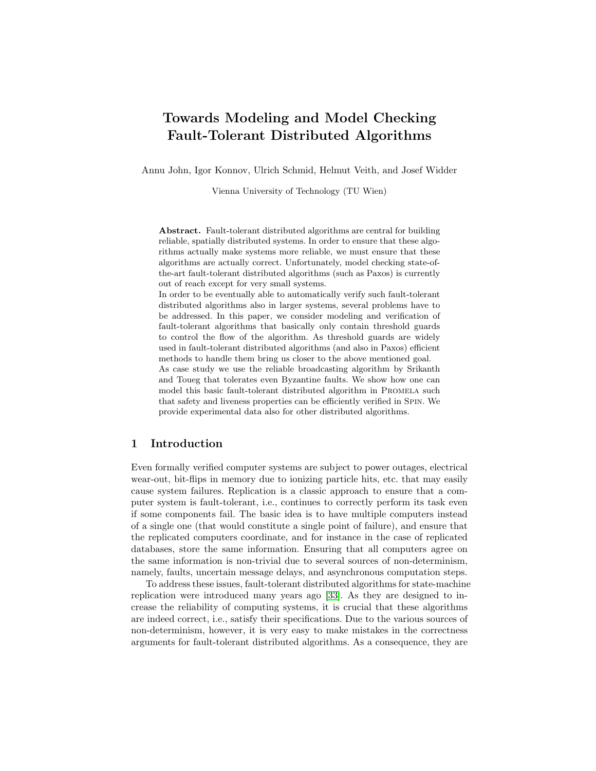# Towards Modeling and Model Checking Fault-Tolerant Distributed Algorithms

Annu John, Igor Konnov, Ulrich Schmid, Helmut Veith, and Josef Widder

Vienna University of Technology (TU Wien)

**Abstract.** Fault-tolerant distributed algorithms are central for building reliable, spatially distributed systems. In order to ensure that these algorithms actually make systems more reliable, we must ensure that these algorithms are actually correct. Unfortunately, model checking state-of-the-art fault-tolerant distributed algorithms (such as Paxos) is currently out of reach except for very small systems.

In order to be eventually able to automatically verify such fault-tolerant distributed algorithms also in larger systems, several problems have to be addressed. In this paper, we consider modeling and verification of fault-tolerant algorithms that basically only contain threshold guards to control the flow of the algorithm. As threshold guards are widely used in fault-tolerant distributed algorithms (and also in Paxos) efficient methods to handle them bring us closer to the above mentioned goal.

As case study we use the reliable broadcasting algorithm by Srikanth and Toueg that tolerates even Byzantine faults. We show how one can model this basic fault-tolerant distributed algorithm in Promela such that safety and liveness properties can be efficiently verified in Spin. We provide experimental data also for other distributed algorithms.

## 1 Introduction

Even formally verified computer systems are subject to power outages, electrical wear-out, bit-flips in memory due to ionizing particle hits, etc. that may easily cause system failures. Replication is a classic approach to ensure that a computer system is fault-tolerant, i.e., continues to correctly perform its task even if some components fail. The basic idea is to have multiple computers instead of a single one (that would constitute a single point of failure), and ensure that the replicated computers coordinate, and for instance in the case of replicated databases, store the same information. Ensuring that all computers agree on the same information is non-trivial due to several sources of non-determinism, namely, faults, uncertain message delays, and asynchronous computation steps.

To address these issues, fault-tolerant distributed algorithms for state-machine replication were introduced many years ago [33]. As they are designed to increase the reliability of computing systems, it is crucial that these algorithms are indeed correct, i.e., satisfy their specifications. Due to the various sources of non-determinism, however, it is very easy to make mistakes in the correctness arguments for fault-tolerant distributed algorithms. As a consequence, they are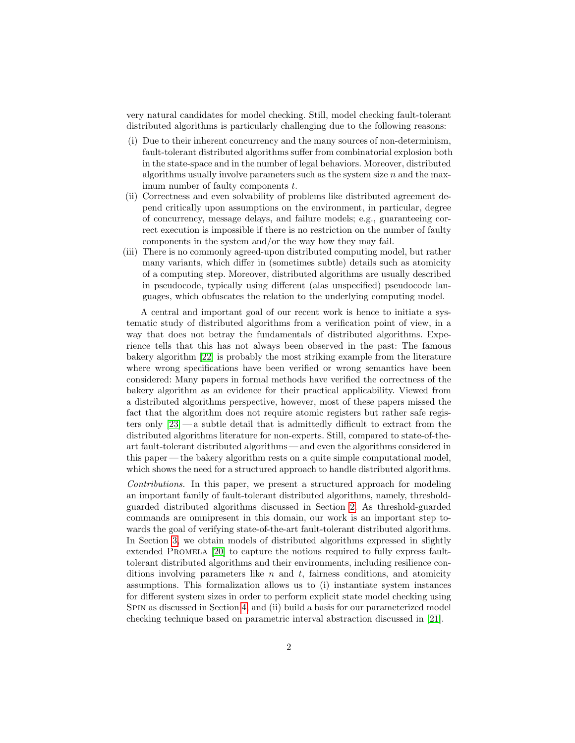very natural candidates for model checking. Still, model checking fault-tolerant distributed algorithms is particularly challenging due to the following reasons:

(i) Due to their inherent concurrency and the many sources of non-determinism, fault-tolerant distributed algorithms suffer from combinatorial explosion both in the state-space and in the number of legal behaviors. Moreover, distributed algorithms usually involve parameters such as the system size $n$ and the maximum number of faulty components $t$.

(ii) Correctness and even solvability of problems like distributed agreement depend critically upon assumptions on the environment, in particular, degree of concurrency, message delays, and failure models; e.g., guaranteeing correct execution is impossible if there is no restriction on the number of faulty components in the system and/or the way how they may fail.

(iii) There is no commonly agreed-upon distributed computing model, but rather many variants, which differ in (sometimes subtle) details such as atomicity of a computing step. Moreover, distributed algorithms are usually described in pseudocode, typically using different (alas unspecified) pseudocode languages, which obfuscates the relation to the underlying computing model.

A central and important goal of our recent work is hence to initiate a systematic study of distributed algorithms from a verification point of view, in a way that does not betray the fundamentals of distributed algorithms. Experience tells that this has not always been observed in the past: The famous bakery algorithm [22] is probably the most striking example from the literature where wrong specifications have been verified or wrong semantics have been considered: Many papers in formal methods have verified the correctness of the bakery algorithm as an evidence for their practical applicability. Viewed from a distributed algorithms perspective, however, most of these papers missed the fact that the algorithm does not require atomic registers but rather safe registers only [23] — a subtle detail that is admittedly difficult to extract from the distributed algorithms literature for non-experts. Still, compared to state-of-the-art fault-tolerant distributed algorithms — and even the algorithms considered in this paper — the bakery algorithm rests on a quite simple computational model, which shows the need for a structured approach to handle distributed algorithms.

*Contributions.* In this paper, we present a structured approach for modeling an important family of fault-tolerant distributed algorithms, namely, threshold-guarded distributed algorithms discussed in Section 2. As threshold-guarded commands are omnipresent in this domain, our work is an important step towards the goal of verifying state-of-the-art fault-tolerant distributed algorithms. In Section 3, we obtain models of distributed algorithms expressed in slightly extended Promela [20] to capture the notions required to fully express fault-tolerant distributed algorithms and their environments, including resilience conditions involving parameters like $n$ and $t$, fairness conditions, and atomicity assumptions. This formalization allows us to (i) instantiate system instances for different system sizes in order to perform explicit state model checking using Spin as discussed in Section 4, and (ii) build a basis for our parameterized model checking technique based on parametric interval abstraction discussed in [21].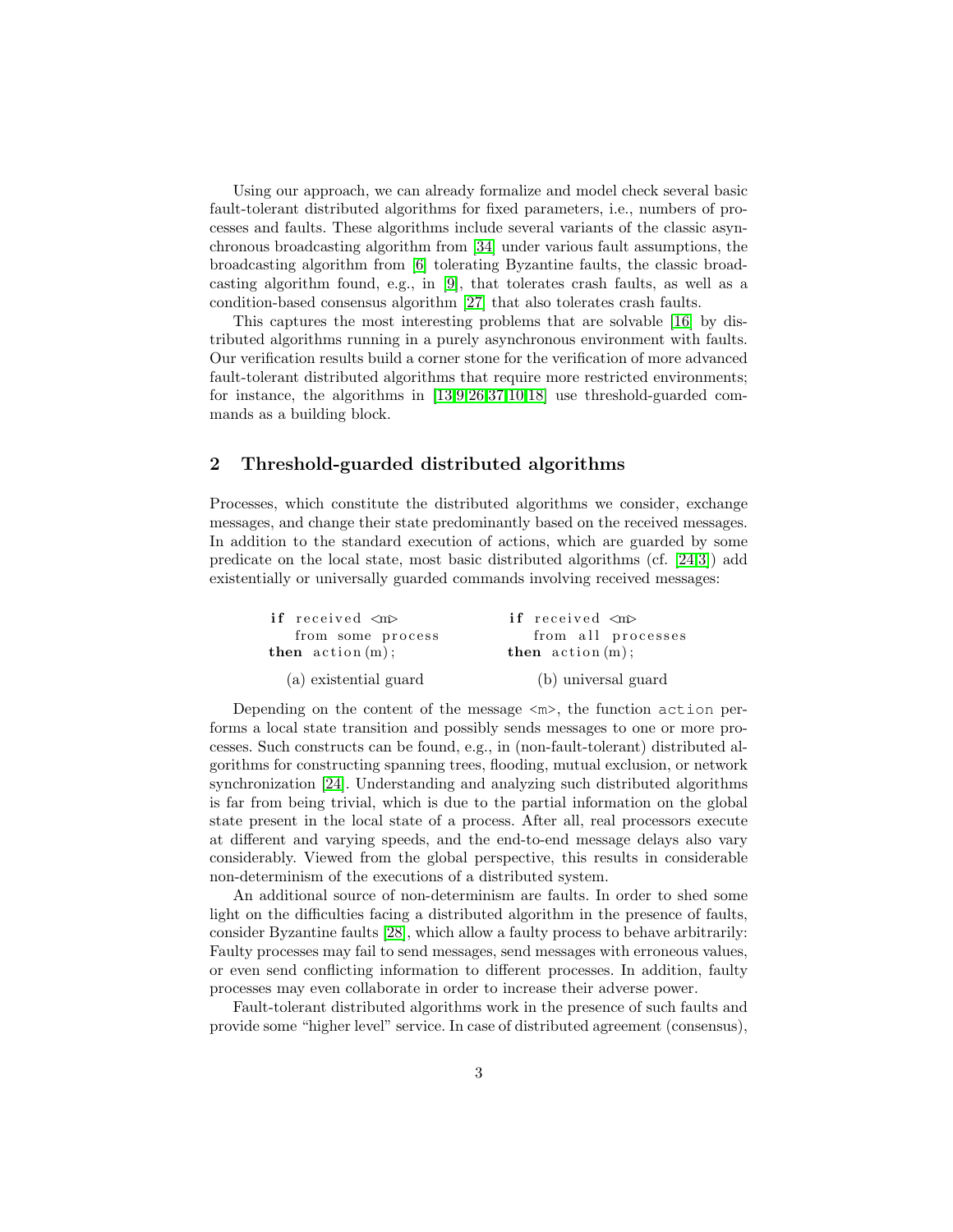Using our approach, we can already formalize and model check several basic fault-tolerant distributed algorithms for fixed parameters, i.e., numbers of processes and faults. These algorithms include several variants of the classic asynchronous broadcasting algorithm from [34] under various fault assumptions, the broadcasting algorithm from [6] tolerating Byzantine faults, the classic broadcasting algorithm found, e.g., in [9], that tolerates crash faults, as well as a condition-based consensus algorithm [27] that also tolerates crash faults.

This captures the most interesting problems that are solvable [16] by distributed algorithms running in a purely asynchronous environment with faults. Our verification results build a corner stone for the verification of more advanced fault-tolerant distributed algorithms that require more restricted environments; for instance, the algorithms in [13,9,26,37,10,18] use threshold-guarded commands as a building block.

## 2 Threshold-guarded distributed algorithms

Processes, which constitute the distributed algorithms we consider, exchange messages, and change their state predominantly based on the received messages. In addition to the standard execution of actions, which are guarded by some predicate on the local state, most basic distributed algorithms (cf. [24,3]) add existentially or universally guarded commands involving received messages:

```
if received <m>
   from some process
then action(m);
```

(a) existential guard

```
if received <m>
   from all processes
then action(m);
```

(b) universal guard

Depending on the content of the message `<m>`, the function `action` performs a local state transition and possibly sends messages to one or more processes. Such constructs can be found, e.g., in (non-fault-tolerant) distributed algorithms for constructing spanning trees, flooding, mutual exclusion, or network synchronization [24]. Understanding and analyzing such distributed algorithms is far from being trivial, which is due to the partial information on the global state present in the local state of a process. After all, real processors execute at different and varying speeds, and the end-to-end message delays also vary considerably. Viewed from the global perspective, this results in considerable non-determinism of the executions of a distributed system.

An additional source of non-determinism are faults. In order to shed some light on the difficulties facing a distributed algorithm in the presence of faults, consider Byzantine faults [28], which allow a faulty process to behave arbitrarily: Faulty processes may fail to send messages, send messages with erroneous values, or even send conflicting information to different processes. In addition, faulty processes may even collaborate in order to increase their adverse power.

Fault-tolerant distributed algorithms work in the presence of such faults and provide some "higher level" service. In case of distributed agreement (consensus),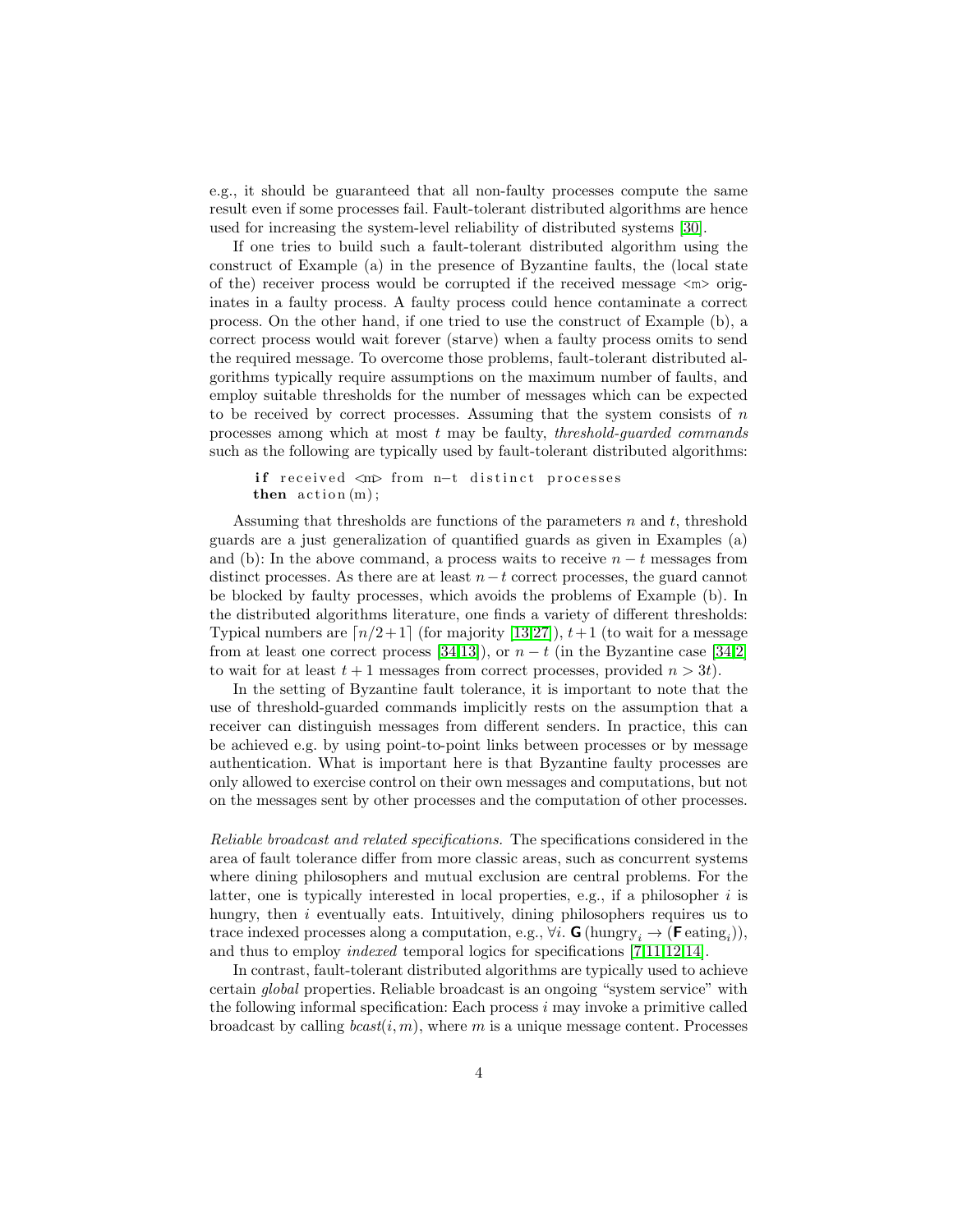e.g., it should be guaranteed that all non-faulty processes compute the same result even if some processes fail. Fault-tolerant distributed algorithms are hence used for increasing the system-level reliability of distributed systems [30].

If one tries to build such a fault-tolerant distributed algorithm using the construct of Example (a) in the presence of Byzantine faults, the (local state of the) receiver process would be corrupted if the received message `<m>` originates in a faulty process. A faulty process could hence contaminate a correct process. On the other hand, if one tried to use the construct of Example (b), a correct process would wait forever (starve) when a faulty process omits to send the required message. To overcome those problems, fault-tolerant distributed algorithms typically require assumptions on the maximum number of faults, and employ suitable thresholds for the number of messages which can be expected to be received by correct processes. Assuming that the system consists of $n$ processes among which at most $t$ may be faulty, *threshold-guarded commands* such as the following are typically used by fault-tolerant distributed algorithms:

```
if received <m> from n−t distinct processes
then action(m);
```

Assuming that thresholds are functions of the parameters $n$ and $t$, threshold guards are a just generalization of quantified guards as given in Examples (a) and (b): In the above command, a process waits to receive $n-t$ messages from distinct processes. As there are at least $n-t$ correct processes, the guard cannot be blocked by faulty processes, which avoids the problems of Example (b). In the distributed algorithms literature, one finds a variety of different thresholds: Typical numbers are $\lceil n/2+1 \rceil$ (for majority [13,27]), $t+1$ (to wait for a message from at least one correct process [34,13]), or $n-t$ (in the Byzantine case [34,2] to wait for at least $t+1$ messages from correct processes, provided $n > 3t$).

In the setting of Byzantine fault tolerance, it is important to note that the use of threshold-guarded commands implicitly rests on the assumption that a receiver can distinguish messages from different senders. In practice, this can be achieved e.g. by using point-to-point links between processes or by message authentication. What is important here is that Byzantine faulty processes are only allowed to exercise control on their own messages and computations, but not on the messages sent by other processes and the computation of other processes.

*Reliable broadcast and related specifications.* The specifications considered in the area of fault tolerance differ from more classic areas, such as concurrent systems where dining philosophers and mutual exclusion are central problems. For the latter, one is typically interested in local properties, e.g., if a philosopher $i$ is hungry, then $i$ eventually eats. Intuitively, dining philosophers requires us to trace indexed processes along a computation, e.g., $\forall i.\ \mathbf{G}\,(\text{hungry}_i \rightarrow (\mathbf{F}\,\text{eating}_i))$, and thus to employ *indexed* temporal logics for specifications [7,11,12,14].

In contrast, fault-tolerant distributed algorithms are typically used to achieve certain *global* properties. Reliable broadcast is an ongoing "system service" with the following informal specification: Each process $i$ may invoke a primitive called broadcast by calling $bcast(i, m)$, where $m$ is a unique message content. Processes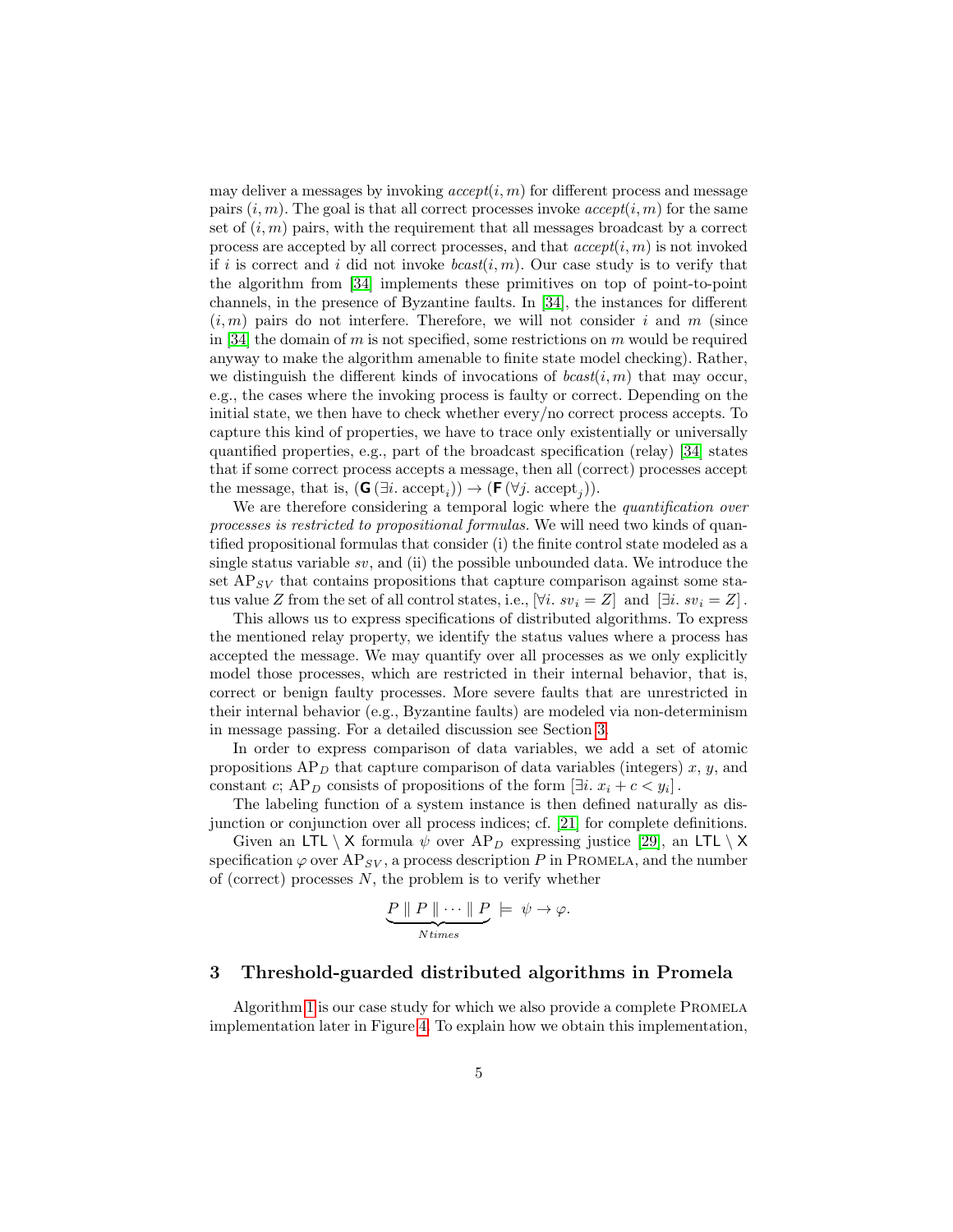may deliver a messages by invoking $accept(i, m)$ for different process and message pairs $(i, m)$. The goal is that all correct processes invoke $accept(i, m)$ for the same set of $(i, m)$ pairs, with the requirement that all messages broadcast by a correct process are accepted by all correct processes, and that $accept(i, m)$ is not invoked if $i$ is correct and $i$ did not invoke $bcast(i, m)$. Our case study is to verify that the algorithm from [34] implements these primitives on top of point-to-point channels, in the presence of Byzantine faults. In [34], the instances for different $(i, m)$ pairs do not interfere. Therefore, we will not consider $i$ and $m$ (since in [34] the domain of $m$ is not specified, some restrictions on $m$ would be required anyway to make the algorithm amenable to finite state model checking). Rather, we distinguish the different kinds of invocations of $bcast(i, m)$ that may occur, e.g., the cases where the invoking process is faulty or correct. Depending on the initial state, we then have to check whether every/no correct process accepts. To capture this kind of properties, we have to trace only existentially or universally quantified properties, e.g., part of the broadcast specification (relay) [34] states that if some correct process accepts a message, then all (correct) processes accept the message, that is, $(\mathsf{G}\,(\exists i.\ \text{accept}_i)) \rightarrow (\mathsf{F}\,(\forall j.\ \text{accept}_j))$.

We are therefore considering a temporal logic where the *quantification over processes is restricted to propositional formulas*. We will need two kinds of quantified propositional formulas that consider (i) the finite control state modeled as a single status variable $sv$, and (ii) the possible unbounded data. We introduce the set $\text{AP}_{SV}$ that contains propositions that capture comparison against some status value $Z$ from the set of all control states, i.e., $[\forall i.\ sv_i = Z]$ and $[\exists i.\ sv_i = Z]$.

This allows us to express specifications of distributed algorithms. To express the mentioned relay property, we identify the status values where a process has accepted the message. We may quantify over all processes as we only explicitly model those processes, which are restricted in their internal behavior, that is, correct or benign faulty processes. More severe faults that are unrestricted in their internal behavior (e.g., Byzantine faults) are modeled via non-determinism in message passing. For a detailed discussion see Section 3.

In order to express comparison of data variables, we add a set of atomic propositions $\text{AP}_D$ that capture comparison of data variables (integers) $x$, $y$, and constant $c$; $\text{AP}_D$ consists of propositions of the form $[\exists i.\ x_i + c < y_i]$.

The labeling function of a system instance is then defined naturally as disjunction or conjunction over all process indices; cf. [21] for complete definitions.

Given an $\mathsf{LTL}\setminus\mathsf{X}$ formula $\psi$ over $\text{AP}_D$ expressing justice [29], an $\mathsf{LTL}\setminus\mathsf{X}$ specification $\varphi$ over $\text{AP}_{SV}$, a process description $P$ in Promela, and the number of (correct) processes $N$, the problem is to verify whether

$$\underbrace{P \parallel P \parallel \cdots \parallel P}_{N times} \models \psi \rightarrow \varphi.$$

## 3 Threshold-guarded distributed algorithms in Promela

Algorithm 1 is our case study for which we also provide a complete Promela implementation later in Figure 4. To explain how we obtain this implementation,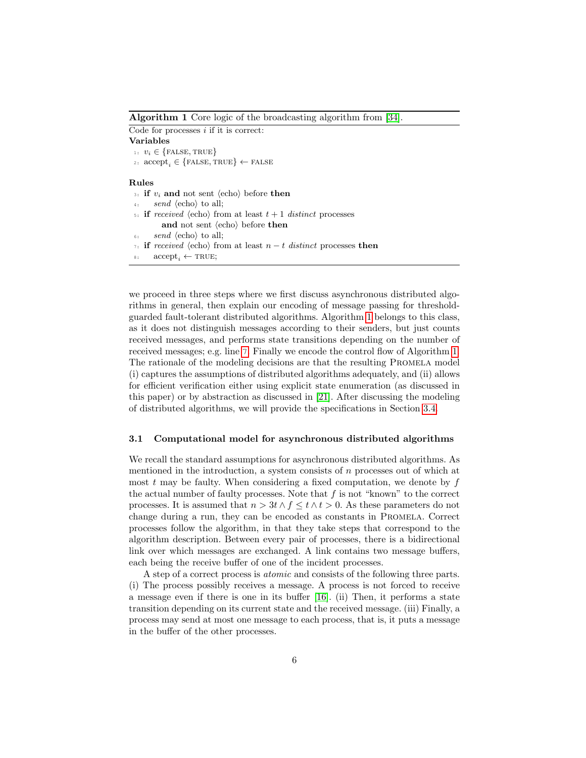**Algorithm 1** Core logic of the broadcasting algorithm from [34].

Code for processes $i$ if it is correct:

**Variables**

```
1: v_i ∈ {FALSE, TRUE}
2: accept_i ∈ {FALSE, TRUE} ← FALSE
```

**Rules**

```
3: if v_i and not sent ⟨echo⟩ before then
4:     send ⟨echo⟩ to all;
5: if received ⟨echo⟩ from at least t + 1 distinct processes
       and not sent ⟨echo⟩ before then
6:     send ⟨echo⟩ to all;
7: if received ⟨echo⟩ from at least n − t distinct processes then
8:     accept_i ← TRUE;
```

we proceed in three steps where we first discuss asynchronous distributed algorithms in general, then explain our encoding of message passing for threshold-guarded fault-tolerant distributed algorithms. Algorithm 1 belongs to this class, as it does not distinguish messages according to their senders, but just counts received messages, and performs state transitions depending on the number of received messages; e.g. line 7. Finally we encode the control flow of Algorithm 1. The rationale of the modeling decisions are that the resulting Promela model (i) captures the assumptions of distributed algorithms adequately, and (ii) allows for efficient verification either using explicit state enumeration (as discussed in this paper) or by abstraction as discussed in [21]. After discussing the modeling of distributed algorithms, we will provide the specifications in Section 3.4.

### 3.1 Computational model for asynchronous distributed algorithms

We recall the standard assumptions for asynchronous distributed algorithms. As mentioned in the introduction, a system consists of $n$ processes out of which at most $t$ may be faulty. When considering a fixed computation, we denote by $f$ the actual number of faulty processes. Note that $f$ is not "known" to the correct processes. It is assumed that $n > 3t \wedge f \leq t \wedge t > 0$. As these parameters do not change during a run, they can be encoded as constants in Promela. Correct processes follow the algorithm, in that they take steps that correspond to the algorithm description. Between every pair of processes, there is a bidirectional link over which messages are exchanged. A link contains two message buffers, each being the receive buffer of one of the incident processes.

A step of a correct process is *atomic* and consists of the following three parts. (i) The process possibly receives a message. A process is not forced to receive a message even if there is one in its buffer [16]. (ii) Then, it performs a state transition depending on its current state and the received message. (iii) Finally, a process may send at most one message to each process, that is, it puts a message in the buffer of the other processes.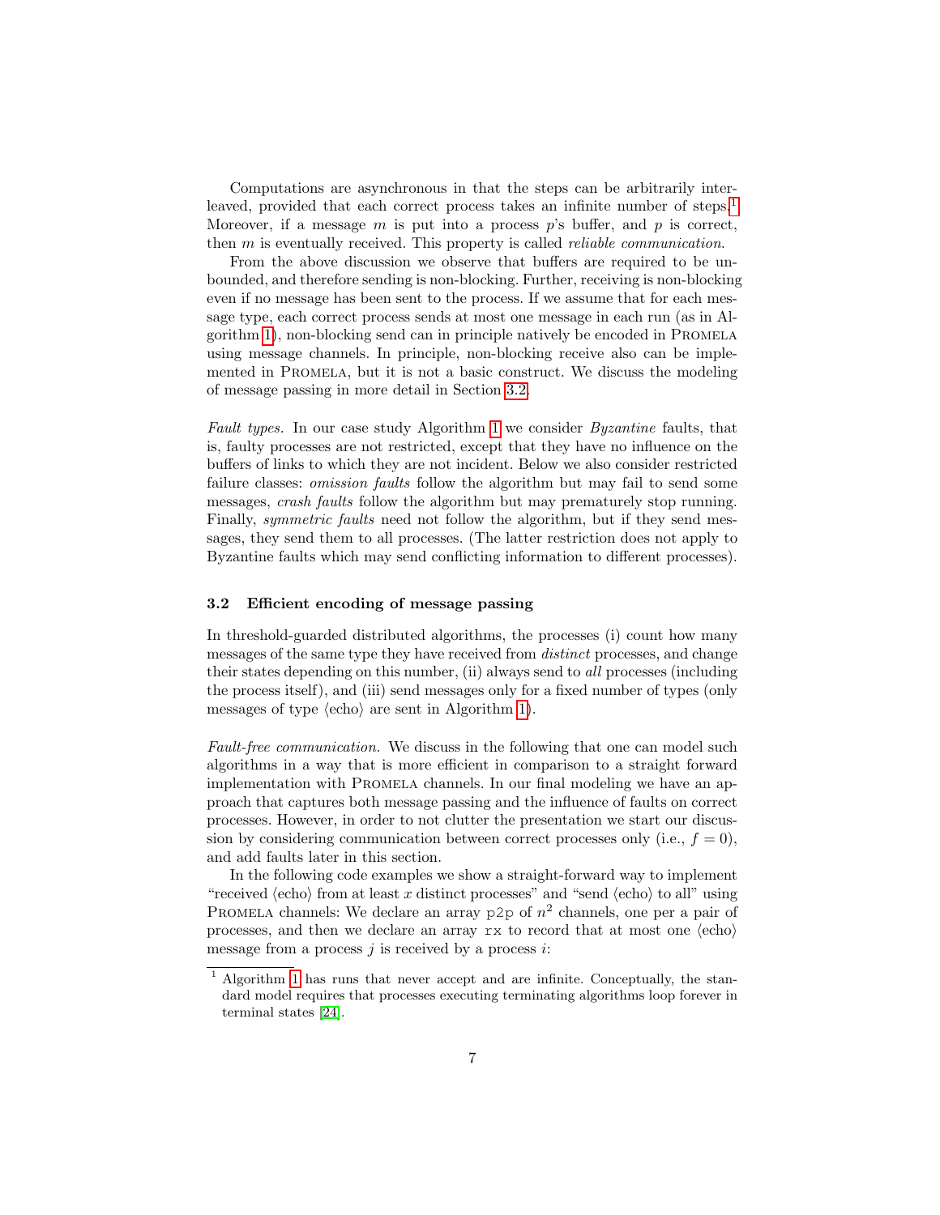Computations are asynchronous in that the steps can be arbitrarily interleaved, provided that each correct process takes an infinite number of steps.[1] Moreover, if a message $m$ is put into a process $p$'s buffer, and $p$ is correct, then $m$ is eventually received. This property is called *reliable communication*.

From the above discussion we observe that buffers are required to be unbounded, and therefore sending is non-blocking. Further, receiving is non-blocking even if no message has been sent to the process. If we assume that for each message type, each correct process sends at most one message in each run (as in Algorithm 1), non-blocking send can in principle natively be encoded in Promela using message channels. In principle, non-blocking receive also can be implemented in Promela, but it is not a basic construct. We discuss the modeling of message passing in more detail in Section 3.2.

*Fault types.* In our case study Algorithm 1 we consider *Byzantine* faults, that is, faulty processes are not restricted, except that they have no influence on the buffers of links to which they are not incident. Below we also consider restricted failure classes: *omission faults* follow the algorithm but may fail to send some messages, *crash faults* follow the algorithm but may prematurely stop running. Finally, *symmetric faults* need not follow the algorithm, but if they send messages, they send them to all processes. (The latter restriction does not apply to Byzantine faults which may send conflicting information to different processes).

### 3.2 Efficient encoding of message passing

In threshold-guarded distributed algorithms, the processes (i) count how many messages of the same type they have received from *distinct* processes, and change their states depending on this number, (ii) always send to *all* processes (including the process itself), and (iii) send messages only for a fixed number of types (only messages of type ⟨echo⟩ are sent in Algorithm 1).

*Fault-free communication.* We discuss in the following that one can model such algorithms in a way that is more efficient in comparison to a straight forward implementation with Promela channels. In our final modeling we have an approach that captures both message passing and the influence of faults on correct processes. However, in order to not clutter the presentation we start our discussion by considering communication between correct processes only (i.e., $f = 0$), and add faults later in this section.

In the following code examples we show a straight-forward way to implement "received ⟨echo⟩ from at least $x$ distinct processes" and "send ⟨echo⟩ to all" using Promela channels: We declare an array `p2p` of $n^2$ channels, one per a pair of processes, and then we declare an array `rx` to record that at most one ⟨echo⟩ message from a process $j$ is received by a process $i$:

[1] Algorithm 1 has runs that never accept and are infinite. Conceptually, the standard model requires that processes executing terminating algorithms loop forever in terminal states [24].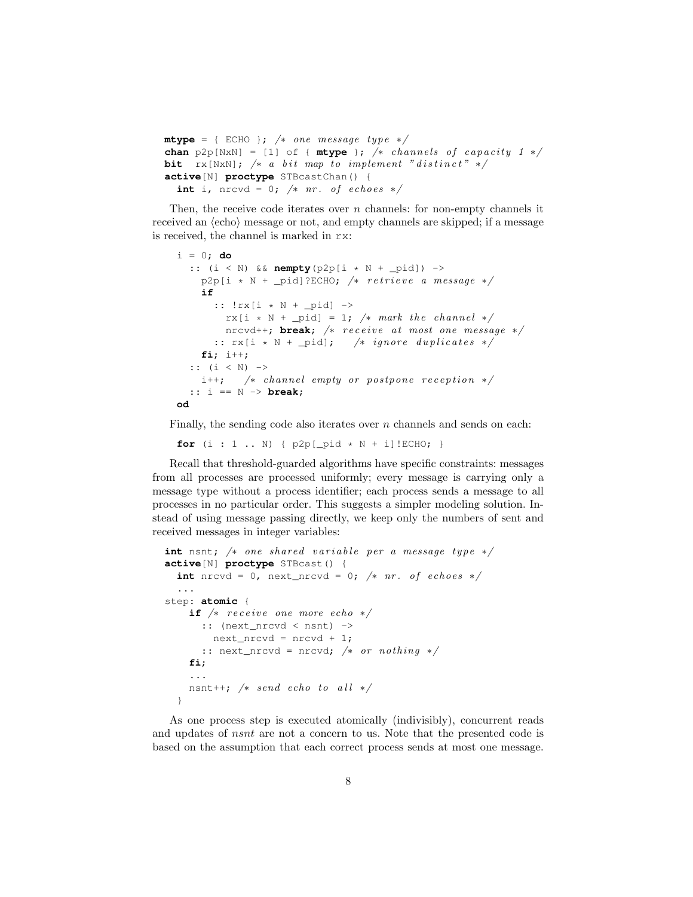```
mtype = { ECHO }; /* one message type */
chan p2p[NxN] = [1] of { mtype }; /* channels of capacity 1 */
bit  rx[NxN]; /* a bit map to implement "distinct" */
active[N] proctype STBcastChan() {
  int i, nrcvd = 0; /* nr. of echoes */
```

Then, the receive code iterates over $n$ channels: for non-empty channels it received an ⟨echo⟩ message or not, and empty channels are skipped; if a message is received, the channel is marked in `rx`:

```
  i = 0; do
    :: (i < N) && nempty(p2p[i * N + _pid]) ->
      p2p[i * N + _pid]?ECHO; /* retrieve a message */
      if
        :: !rx[i * N + _pid] ->
          rx[i * N + _pid] = 1; /* mark the channel */
          nrcvd++; break; /* receive at most one message */
        :: rx[i * N + _pid];    /* ignore duplicates */
      fi; i++;
    :: (i < N) ->
      i++;   /* channel empty or postpone reception */
    :: i == N -> break;
  od
```

Finally, the sending code also iterates over $n$ channels and sends on each:

```
  for (i : 1 .. N) { p2p[_pid * N + i]!ECHO; }
```

Recall that threshold-guarded algorithms have specific constraints: messages from all processes are processed uniformly; every message is carrying only a message type without a process identifier; each process sends a message to all processes in no particular order. This suggests a simpler modeling solution. Instead of using message passing directly, we keep only the numbers of sent and received messages in integer variables:

```
int nsnt; /* one shared variable per a message type */
active[N] proctype STBcast() {
  int nrcvd = 0, next_nrcvd = 0; /* nr. of echoes */
  ...
step: atomic {
    if /* receive one more echo */
      :: (next_nrcvd < nsnt) ->
        next_nrcvd = nrcvd + 1;
      :: next_nrcvd = nrcvd; /* or nothing */
    fi;
    ...
    nsnt++; /* send echo to all */
  }
```

As one process step is executed atomically (indivisibly), concurrent reads and updates of *nsnt* are not a concern to us. Note that the presented code is based on the assumption that each correct process sends at most one message.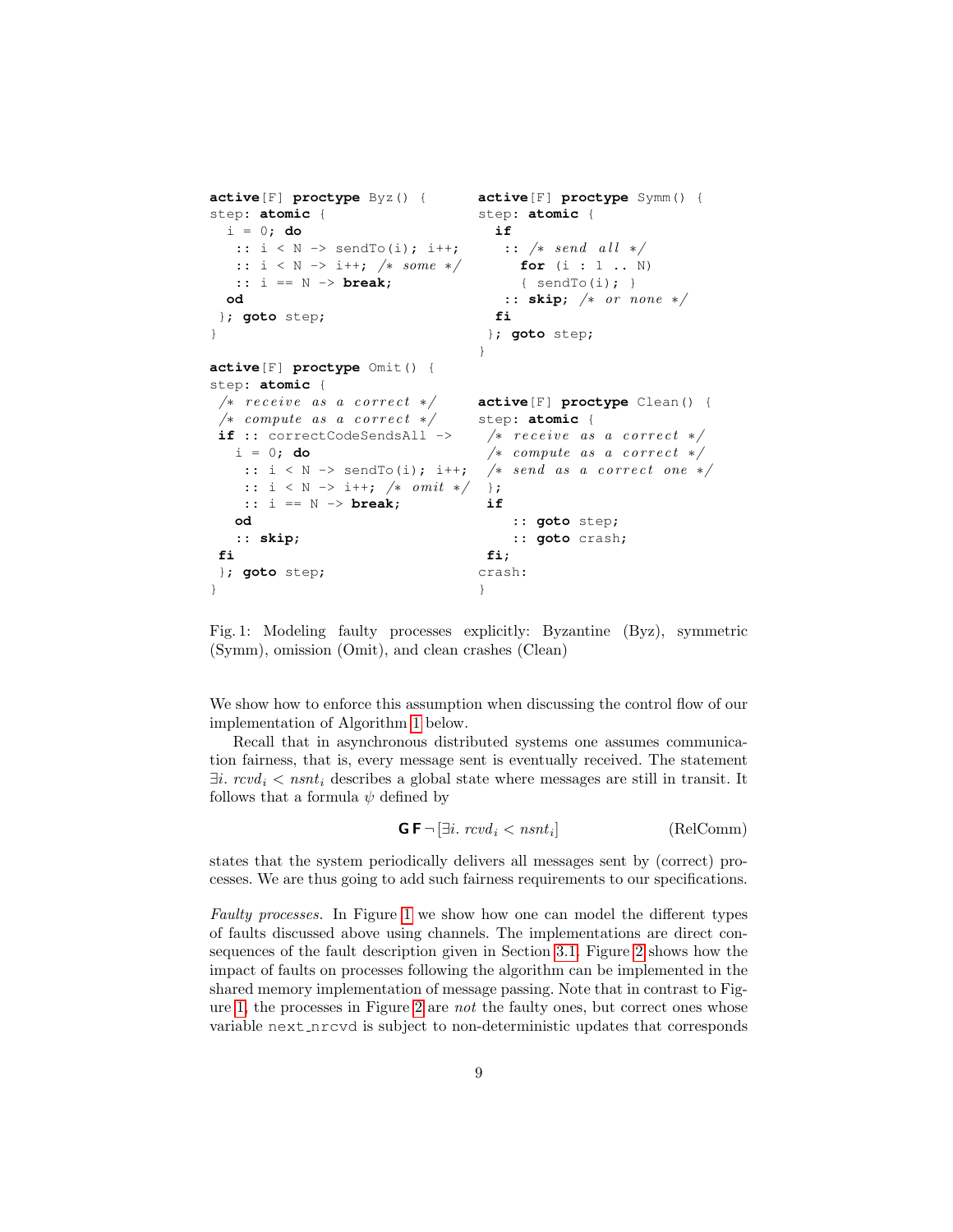```
active[F] proctype Byz() {
step: atomic {
  i = 0; do
   :: i < N -> sendTo(i); i++;
   :: i < N -> i++; /* some */
   :: i == N -> break;
  od
 }; goto step;
}

active[F] proctype Omit() {
step: atomic {
 /* receive as a correct */
 /* compute as a correct */
 if :: correctCodeSendsAll ->
   i = 0; do
    :: i < N -> sendTo(i); i++;
    :: i < N -> i++; /* omit */
    :: i == N -> break;
   od
   :: skip;
 fi
 }; goto step;
}
```

```
active[F] proctype Symm() {
step: atomic {
  if
  :: /* send all */
    for (i : 1 .. N)
    { sendTo(i); }
  :: skip; /* or none */
  fi
 }; goto step;
}

active[F] proctype Clean() {
step: atomic {
 /* receive as a correct */
 /* compute as a correct */
 /* send as a correct one */
 };
 if
    :: goto step;
    :: goto crash;
 fi;
crash:
}
```

Fig. 1: Modeling faulty processes explicitly: Byzantine (Byz), symmetric (Symm), omission (Omit), and clean crashes (Clean)

We show how to enforce this assumption when discussing the control flow of our implementation of Algorithm 1 below.

Recall that in asynchronous distributed systems one assumes communication fairness, that is, every message sent is eventually received. The statement $\exists i.\ rcvd_i < nsnt_i$ describes a global state where messages are still in transit. It follows that a formula $\psi$ defined by

$$\mathbf{G}\,\mathbf{F}\,\neg\,[\exists i.\ rcvd_i < nsnt_i] \qquad \text{(RelComm)}$$

states that the system periodically delivers all messages sent by (correct) processes. We are thus going to add such fairness requirements to our specifications.

*Faulty processes.* In Figure 1 we show how one can model the different types of faults discussed above using channels. The implementations are direct consequences of the fault description given in Section 3.1. Figure 2 shows how the impact of faults on processes following the algorithm can be implemented in the shared memory implementation of message passing. Note that in contrast to Figure 1, the processes in Figure 2 are *not* the faulty ones, but correct ones whose variable next_nrcvd is subject to non-deterministic updates that corresponds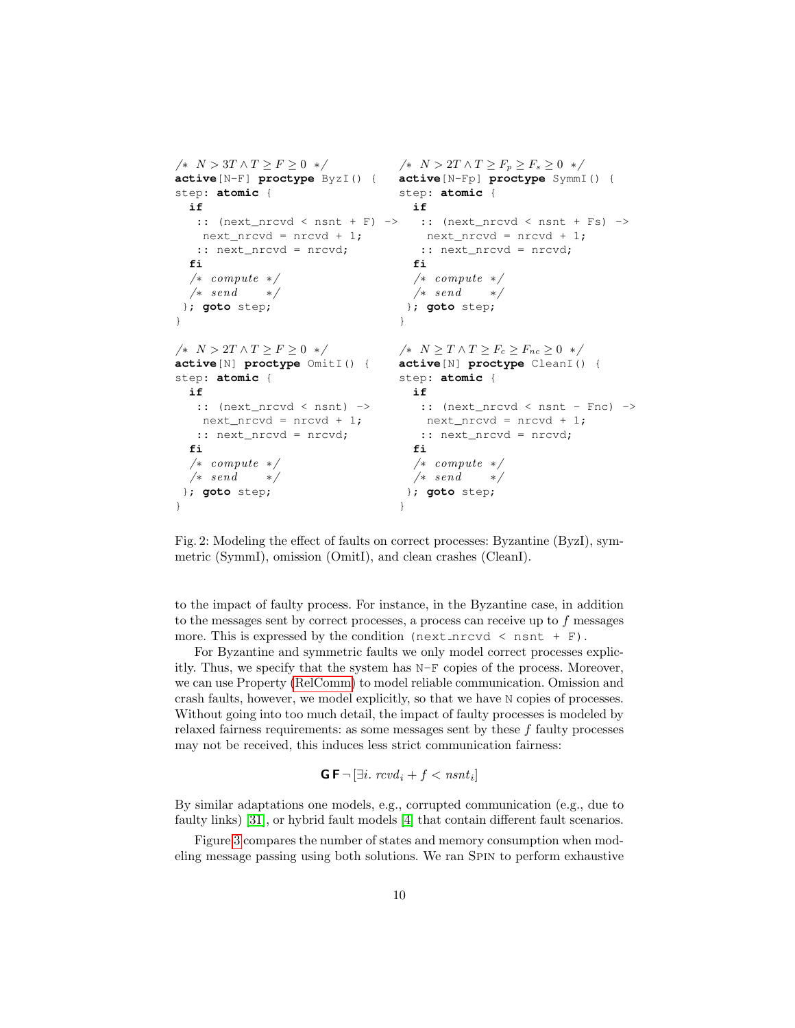```
/* N > 3T ∧ T ≥ F ≥ 0 */
active[N-F] proctype ByzI() {
step: atomic {
  if
   :: (next_nrcvd < nsnt + F) ->
    next_nrcvd = nrcvd + 1;
   :: next_nrcvd = nrcvd;
  fi
  /* compute */
  /* send    */
 }; goto step;
}
```

```
/* N > 2T ∧ T ≥ Fp ≥ Fs ≥ 0 */
active[N-Fp] proctype SymmI() {
step: atomic {
  if
   :: (next_nrcvd < nsnt + Fs) ->
    next_nrcvd = nrcvd + 1;
   :: next_nrcvd = nrcvd;
  fi
  /* compute */
  /* send    */
 }; goto step;
}
```

```
/* N > 2T ∧ T ≥ F ≥ 0 */
active[N] proctype OmitI() {
step: atomic {
  if
   :: (next_nrcvd < nsnt) ->
    next_nrcvd = nrcvd + 1;
   :: next_nrcvd = nrcvd;
  fi
  /* compute */
  /* send    */
 }; goto step;
}
```

```
/* N ≥ T ∧ T ≥ Fc ≥ Fnc ≥ 0 */
active[N] proctype CleanI() {
step: atomic {
  if
   :: (next_nrcvd < nsnt - Fnc) ->
    next_nrcvd = nrcvd + 1;
   :: next_nrcvd = nrcvd;
  fi
  /* compute */
  /* send    */
 }; goto step;
}
```

Fig. 2: Modeling the effect of faults on correct processes: Byzantine (ByzI), symmetric (SymmI), omission (OmitI), and clean crashes (CleanI).

to the impact of faulty process. For instance, in the Byzantine case, in addition to the messages sent by correct processes, a process can receive up to $f$ messages more. This is expressed by the condition `(next_nrcvd < nsnt + F)`.

For Byzantine and symmetric faults we only model correct processes explicitly. Thus, we specify that the system has `N-F` copies of the process. Moreover, we can use Property (RelComm) to model reliable communication. Omission and crash faults, however, we model explicitly, so that we have `N` copies of processes. Without going into too much detail, the impact of faulty processes is modeled by relaxed fairness requirements: as some messages sent by these $f$ faulty processes may not be received, this induces less strict communication fairness:

$$\mathsf{G}\,\mathsf{F}\,\neg\,[\exists i.\ rcvd_i + f < nsnt_i]$$

By similar adaptations one models, e.g., corrupted communication (e.g., due to faulty links) [31], or hybrid fault models [4] that contain different fault scenarios.

Figure 3 compares the number of states and memory consumption when modeling message passing using both solutions. We ran Spin to perform exhaustive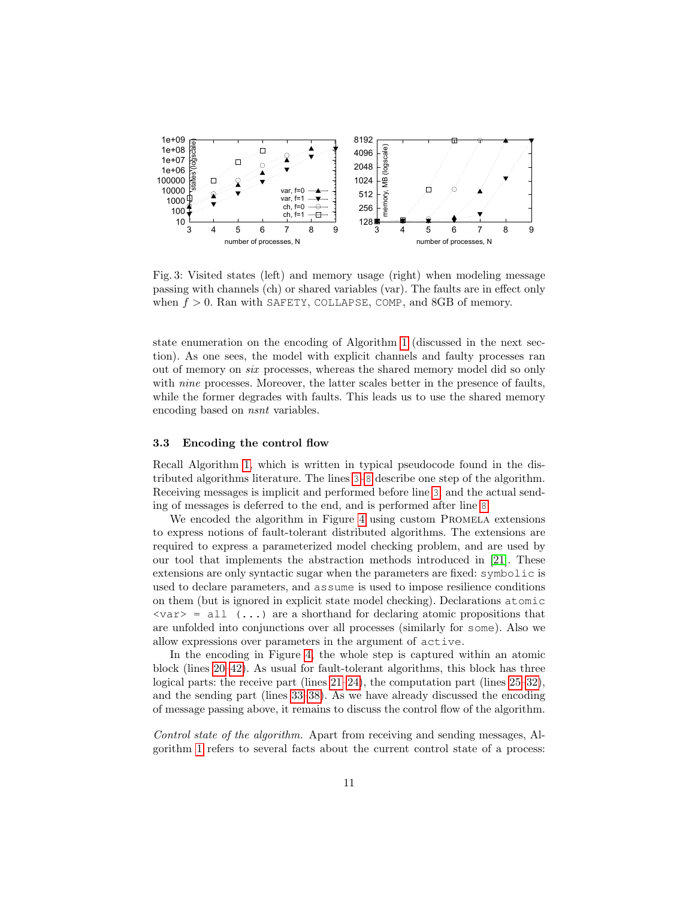Fig. 3: Visited states (left) and memory usage (right) when modeling message passing with channels (ch) or shared variables (var). The faults are in effect only when $f > 0$. Ran with SAFETY, COLLAPSE, COMP, and 8GB of memory.

state enumeration on the encoding of Algorithm 1 (discussed in the next section). As one sees, the model with explicit channels and faulty processes ran out of memory on *six* processes, whereas the shared memory model did so only with *nine* processes. Moreover, the latter scales better in the presence of faults, while the former degrades with faults. This leads us to use the shared memory encoding based on *nsnt* variables.

### 3.3 Encoding the control flow

Recall Algorithm 1, which is written in typical pseudocode found in the distributed algorithms literature. The lines 3–8 describe one step of the algorithm. Receiving messages is implicit and performed before line 3, and the actual sending of messages is deferred to the end, and is performed after line 8.

We encoded the algorithm in Figure 4 using custom Promela extensions to express notions of fault-tolerant distributed algorithms. The extensions are required to express a parameterized model checking problem, and are used by our tool that implements the abstraction methods introduced in [21]. These extensions are only syntactic sugar when the parameters are fixed: `symbolic` is used to declare parameters, and `assume` is used to impose resilience conditions on them (but is ignored in explicit state model checking). Declarations `atomic <var> = all (...)` are a shorthand for declaring atomic propositions that are unfolded into conjunctions over all processes (similarly for `some`). Also we allow expressions over parameters in the argument of `active`.

In the encoding in Figure 4, the whole step is captured within an atomic block (lines 20–42). As usual for fault-tolerant algorithms, this block has three logical parts: the receive part (lines 21–24), the computation part (lines 25–32), and the sending part (lines 33–38). As we have already discussed the encoding of message passing above, it remains to discuss the control flow of the algorithm.

*Control state of the algorithm.* Apart from receiving and sending messages, Algorithm 1 refers to several facts about the current control state of a process: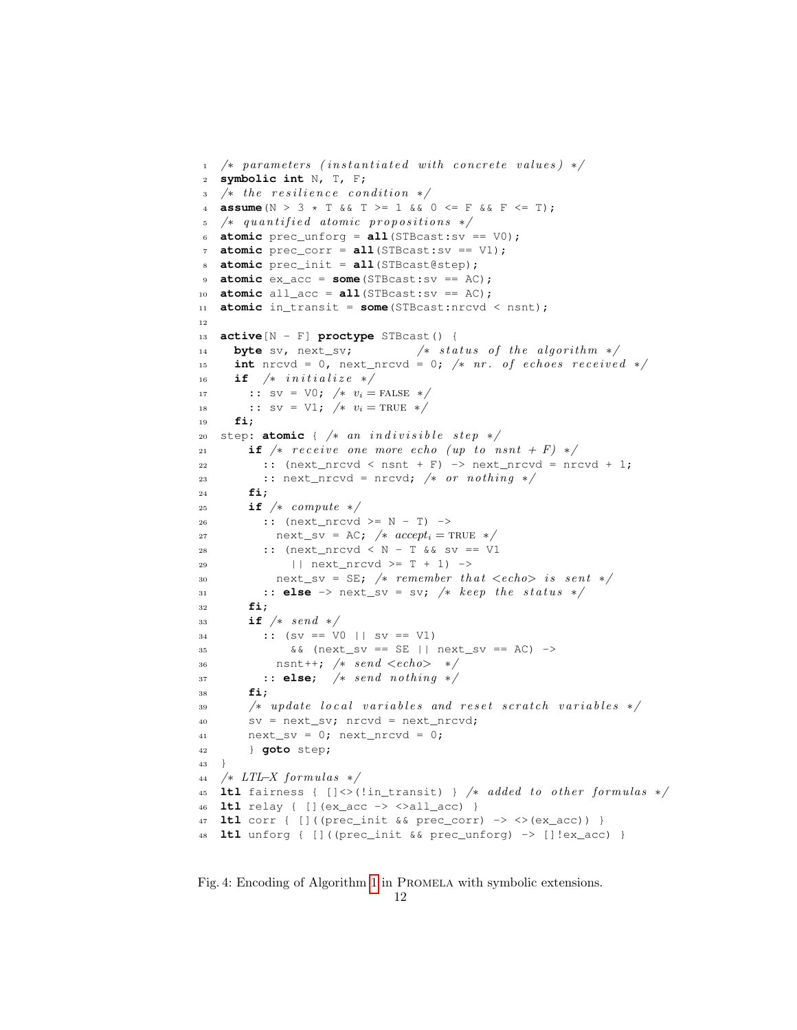```
1  /* parameters (instantiated with concrete values) */
2  symbolic int N, T, F;
3  /* the resilience condition */
4  assume(N > 3 * T && T >= 1 && 0 <= F && F <= T);
5  /* quantified atomic propositions */
6  atomic prec_unforg = all(STBcast:sv == V0);
7  atomic prec_corr = all(STBcast:sv == V1);
8  atomic prec_init = all(STBcast@step);
9  atomic ex_acc = some(STBcast:sv == AC);
10 atomic all_acc = all(STBcast:sv == AC);
11 atomic in_transit = some(STBcast:nrcvd < nsnt);
12
13 active[N - F] proctype STBcast() {
14   byte sv, next_sv;           /* status of the algorithm */
15   int nrcvd = 0, next_nrcvd = 0; /* nr. of echoes received */
16   if  /* initialize */
17     :: sv = V0; /* v_i = FALSE */
18     :: sv = V1; /* v_i = TRUE */
19   fi;
20 step: atomic { /* an indivisible step */
21     if /* receive one more echo (up to nsnt + F) */
22       :: (next_nrcvd < nsnt + F) -> next_nrcvd = nrcvd + 1;
23       :: next_nrcvd = nrcvd; /* or nothing */
24     fi;
25     if /* compute */
26       :: (next_nrcvd >= N - T) ->
27         next_sv = AC; /* accept_i = TRUE */
28       :: (next_nrcvd < N - T && sv == V1
29           || next_nrcvd >= T + 1) ->
30         next_sv = SE; /* remember that <echo> is sent */
31       :: else -> next_sv = sv; /* keep the status */
32     fi;
33     if /* send */
34       :: (sv == V0 || sv == V1)
35           && (next_sv == SE || next_sv == AC) ->
36         nsnt++; /* send <echo> */
37       :: else;  /* send nothing */
38     fi;
39     /* update local variables and reset scratch variables */
40     sv = next_sv; nrcvd = next_nrcvd;
41     next_sv = 0; next_nrcvd = 0;
42     } goto step;
43 }
44 /* LTL-X formulas */
45 ltl fairness { []<>(!in_transit) } /* added to other formulas */
46 ltl relay { [](ex_acc -> <>all_acc) }
47 ltl corr { []((prec_init && prec_corr) -> <>(ex_acc)) }
48 ltl unforg { []((prec_init && prec_unforg) -> []!ex_acc) }
```

Fig. 4: Encoding of Algorithm 1 in PROMELA with symbolic extensions.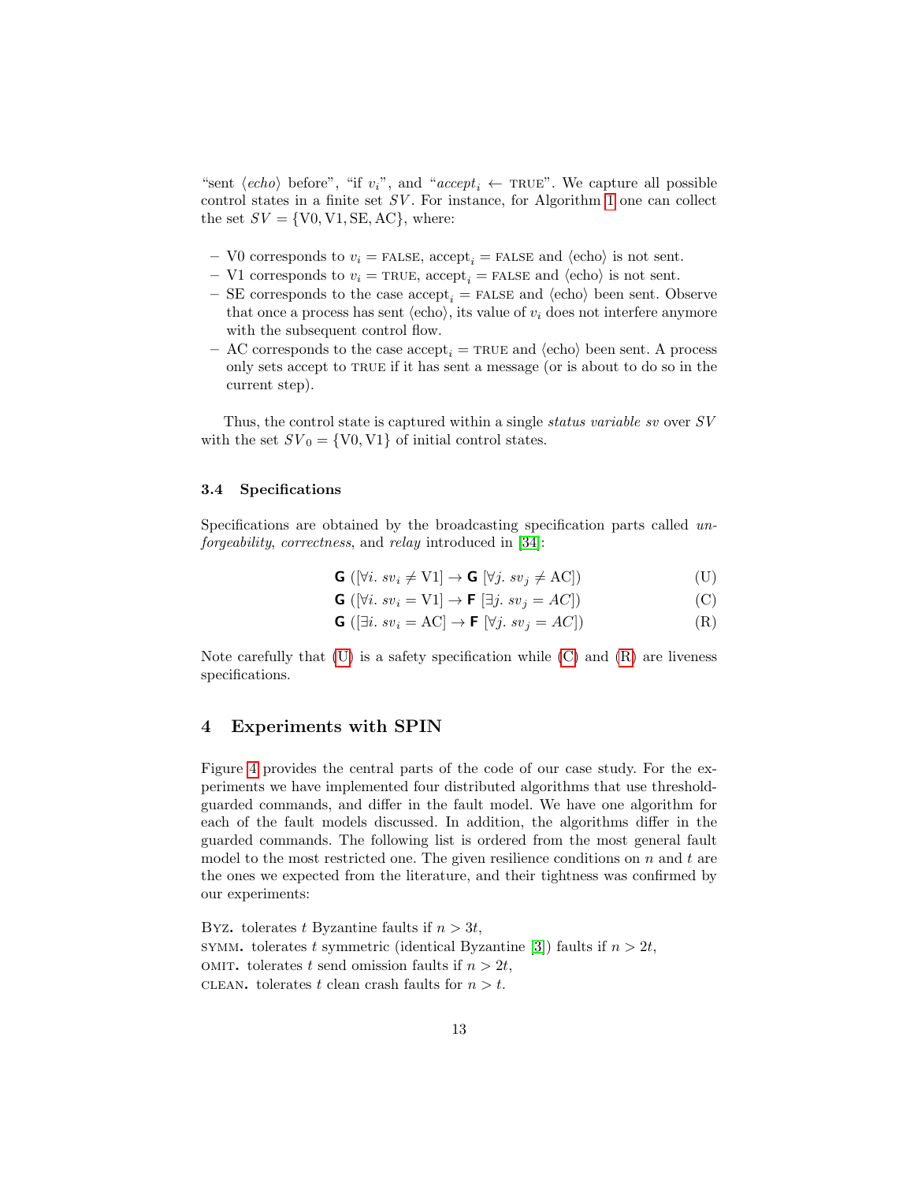"sent $\langle echo \rangle$ before", "if $v_i$", and "$accept_i \leftarrow$ TRUE". We capture all possible control states in a finite set $SV$. For instance, for Algorithm 1 one can collect the set $SV = \{\mathrm{V0}, \mathrm{V1}, \mathrm{SE}, \mathrm{AC}\}$, where:

- V0 corresponds to $v_i =$ FALSE, $\mathrm{accept}_i =$ FALSE and $\langle \mathrm{echo} \rangle$ is not sent.
- V1 corresponds to $v_i =$ TRUE, $\mathrm{accept}_i =$ FALSE and $\langle \mathrm{echo} \rangle$ is not sent.
- SE corresponds to the case $\mathrm{accept}_i =$ FALSE and $\langle \mathrm{echo} \rangle$ been sent. Observe that once a process has sent $\langle \mathrm{echo} \rangle$, its value of $v_i$ does not interfere anymore with the subsequent control flow.
- AC corresponds to the case $\mathrm{accept}_i =$ TRUE and $\langle \mathrm{echo} \rangle$ been sent. A process only sets accept to TRUE if it has sent a message (or is about to do so in the current step).

Thus, the control state is captured within a single *status variable* $sv$ over $SV$ with the set $SV_0 = \{\mathrm{V0}, \mathrm{V1}\}$ of initial control states.

### 3.4 Specifications

Specifications are obtained by the broadcasting specification parts called *unforgeability*, *correctness*, and *relay* introduced in [34]:

$$\mathbf{G}\ ([\forall i.\ sv_i \neq \mathrm{V1}] \rightarrow \mathbf{G}\ [\forall j.\ sv_j \neq \mathrm{AC}]) \tag{U}$$

$$\mathbf{G}\ ([\forall i.\ sv_i = \mathrm{V1}] \rightarrow \mathbf{F}\ [\exists j.\ sv_j = AC]) \tag{C}$$

$$\mathbf{G}\ ([\exists i.\ sv_i = \mathrm{AC}] \rightarrow \mathbf{F}\ [\forall j.\ sv_j = AC]) \tag{R}$$

Note carefully that (U) is a safety specification while (C) and (R) are liveness specifications.

## 4 Experiments with SPIN

Figure 4 provides the central parts of the code of our case study. For the experiments we have implemented four distributed algorithms that use threshold-guarded commands, and differ in the fault model. We have one algorithm for each of the fault models discussed. In addition, the algorithms differ in the guarded commands. The following list is ordered from the most general fault model to the most restricted one. The given resilience conditions on $n$ and $t$ are the ones we expected from the literature, and their tightness was confirmed by our experiments:

BYZ. tolerates $t$ Byzantine faults if $n > 3t$,
SYMM. tolerates $t$ symmetric (identical Byzantine [3]) faults if $n > 2t$,
OMIT. tolerates $t$ send omission faults if $n > 2t$,
CLEAN. tolerates $t$ clean crash faults for $n > t$.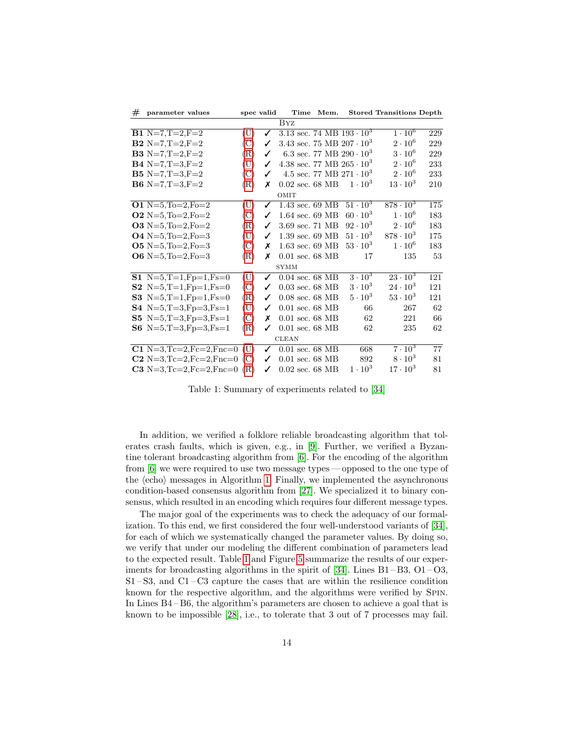| # | parameter values | spec | valid | Time | Mem. | Stored | Transitions | Depth |
|---|---|---|---|---|---|---|---|---|
| | | | | BYZ | | | | |
| **B1** | N=7,T=2,F=2 | (U) | ✓ | 3.13 sec. | 74 MB | $193 \cdot 10^3$ | $1 \cdot 10^6$ | 229 |
| **B2** | N=7,T=2,F=2 | (C) | ✓ | 3.43 sec. | 75 MB | $207 \cdot 10^3$ | $2 \cdot 10^6$ | 229 |
| **B3** | N=7,T=2,F=2 | (R) | ✓ | 6.3 sec. | 77 MB | $290 \cdot 10^3$ | $3 \cdot 10^6$ | 229 |
| **B4** | N=7,T=3,F=2 | (U) | ✓ | 4.38 sec. | 77 MB | $265 \cdot 10^3$ | $2 \cdot 10^6$ | 233 |
| **B5** | N=7,T=3,F=2 | (C) | ✓ | 4.5 sec. | 77 MB | $271 \cdot 10^3$ | $2 \cdot 10^6$ | 233 |
| **B6** | N=7,T=3,F=2 | (R) | ✗ | 0.02 sec. | 68 MB | $1 \cdot 10^3$ | $13 \cdot 10^3$ | 210 |
| | | | | OMIT | | | | |
| **O1** | N=5,To=2,Fo=2 | (U) | ✓ | 1.43 sec. | 69 MB | $51 \cdot 10^3$ | $878 \cdot 10^3$ | 175 |
| **O2** | N=5,To=2,Fo=2 | (C) | ✓ | 1.64 sec. | 69 MB | $60 \cdot 10^3$ | $1 \cdot 10^6$ | 183 |
| **O3** | N=5,To=2,Fo=2 | (R) | ✓ | 3.69 sec. | 71 MB | $92 \cdot 10^3$ | $2 \cdot 10^6$ | 183 |
| **O4** | N=5,To=2,Fo=3 | (U) | ✓ | 1.39 sec. | 69 MB | $51 \cdot 10^3$ | $878 \cdot 10^3$ | 175 |
| **O5** | N=5,To=2,Fo=3 | (C) | ✗ | 1.63 sec. | 69 MB | $53 \cdot 10^3$ | $1 \cdot 10^6$ | 183 |
| **O6** | N=5,To=2,Fo=3 | (R) | ✗ | 0.01 sec. | 68 MB | 17 | 135 | 53 |
| | | | | SYMM | | | | |
| **S1** | N=5,T=1,Fp=1,Fs=0 | (U) | ✓ | 0.04 sec. | 68 MB | $3 \cdot 10^3$ | $23 \cdot 10^3$ | 121 |
| **S2** | N=5,T=1,Fp=1,Fs=0 | (C) | ✓ | 0.03 sec. | 68 MB | $3 \cdot 10^3$ | $24 \cdot 10^3$ | 121 |
| **S3** | N=5,T=1,Fp=1,Fs=0 | (R) | ✓ | 0.08 sec. | 68 MB | $5 \cdot 10^3$ | $53 \cdot 10^3$ | 121 |
| **S4** | N=5,T=3,Fp=3,Fs=1 | (U) | ✓ | 0.01 sec. | 68 MB | 66 | 267 | 62 |
| **S5** | N=5,T=3,Fp=3,Fs=1 | (C) | ✗ | 0.01 sec. | 68 MB | 62 | 221 | 66 |
| **S6** | N=5,T=3,Fp=3,Fs=1 | (R) | ✓ | 0.01 sec. | 68 MB | 62 | 235 | 62 |
| | | | | CLEAN | | | | |
| **C1** | N=3,Tc=2,Fc=2,Fnc=0 | (U) | ✓ | 0.01 sec. | 68 MB | 668 | $7 \cdot 10^3$ | 77 |
| **C2** | N=3,Tc=2,Fc=2,Fnc=0 | (C) | ✓ | 0.01 sec. | 68 MB | 892 | $8 \cdot 10^3$ | 81 |
| **C3** | N=3,Tc=2,Fc=2,Fnc=0 | (R) | ✓ | 0.02 sec. | 68 MB | $1 \cdot 10^3$ | $17 \cdot 10^3$ | 81 |

Table 1: Summary of experiments related to [34]

In addition, we verified a folklore reliable broadcasting algorithm that tolerates crash faults, which is given, e.g., in [9]. Further, we verified a Byzantine tolerant broadcasting algorithm from [6]. For the encoding of the algorithm from [6] we were required to use two message types — opposed to the one type of the ⟨echo⟩ messages in Algorithm 1. Finally, we implemented the asynchronous condition-based consensus algorithm from [27]. We specialized it to binary consensus, which resulted in an encoding which requires four different message types.

The major goal of the experiments was to check the adequacy of our formalization. To this end, we first considered the four well-understood variants of [34], for each of which we systematically changed the parameter values. By doing so, we verify that under our modeling the different combination of parameters lead to the expected result. Table 1 and Figure 5 summarize the results of our experiments for broadcasting algorithms in the spirit of [34]. Lines B1 – B3, O1 – O3, S1 – S3, and C1 – C3 capture the cases that are within the resilience condition known for the respective algorithm, and the algorithms were verified by SPIN. In Lines B4 – B6, the algorithm's parameters are chosen to achieve a goal that is known to be impossible [28], i.e., to tolerate that 3 out of 7 processes may fail.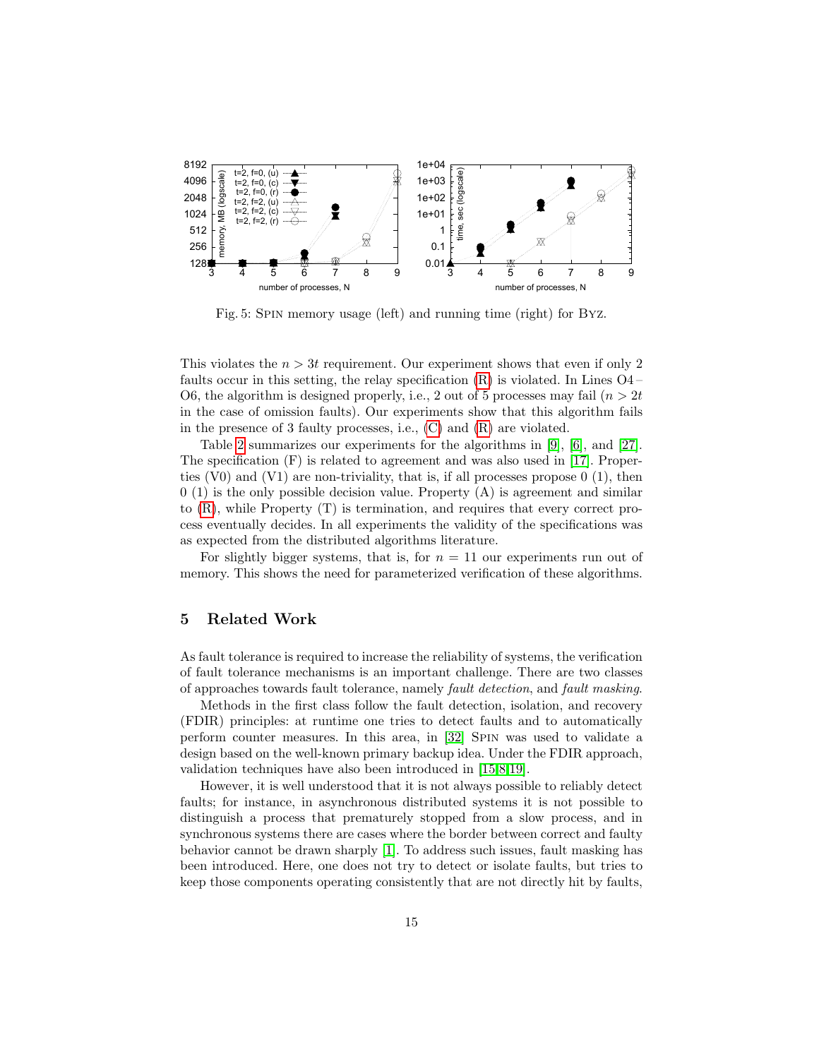Fig. 5: SPIN memory usage (left) and running time (right) for BYZ.

This violates the $n > 3t$ requirement. Our experiment shows that even if only 2 faults occur in this setting, the relay specification (R) is violated. In Lines O4 – O6, the algorithm is designed properly, i.e., 2 out of 5 processes may fail ($n > 2t$ in the case of omission faults). Our experiments show that this algorithm fails in the presence of 3 faulty processes, i.e., (C) and (R) are violated.

Table 2 summarizes our experiments for the algorithms in [9], [6], and [27]. The specification (F) is related to agreement and was also used in [17]. Properties (V0) and (V1) are non-triviality, that is, if all processes propose 0 (1), then 0 (1) is the only possible decision value. Property (A) is agreement and similar to (R), while Property (T) is termination, and requires that every correct process eventually decides. In all experiments the validity of the specifications was as expected from the distributed algorithms literature.

For slightly bigger systems, that is, for $n = 11$ our experiments run out of memory. This shows the need for parameterized verification of these algorithms.

## 5 Related Work

As fault tolerance is required to increase the reliability of systems, the verification of fault tolerance mechanisms is an important challenge. There are two classes of approaches towards fault tolerance, namely *fault detection*, and *fault masking*.

Methods in the first class follow the fault detection, isolation, and recovery (FDIR) principles: at runtime one tries to detect faults and to automatically perform counter measures. In this area, in [32] SPIN was used to validate a design based on the well-known primary backup idea. Under the FDIR approach, validation techniques have also been introduced in [15,8,19].

However, it is well understood that it is not always possible to reliably detect faults; for instance, in asynchronous distributed systems it is not possible to distinguish a process that prematurely stopped from a slow process, and in synchronous systems there are cases where the border between correct and faulty behavior cannot be drawn sharply [1]. To address such issues, fault masking has been introduced. Here, one does not try to detect or isolate faults, but tries to keep those components operating consistently that are not directly hit by faults,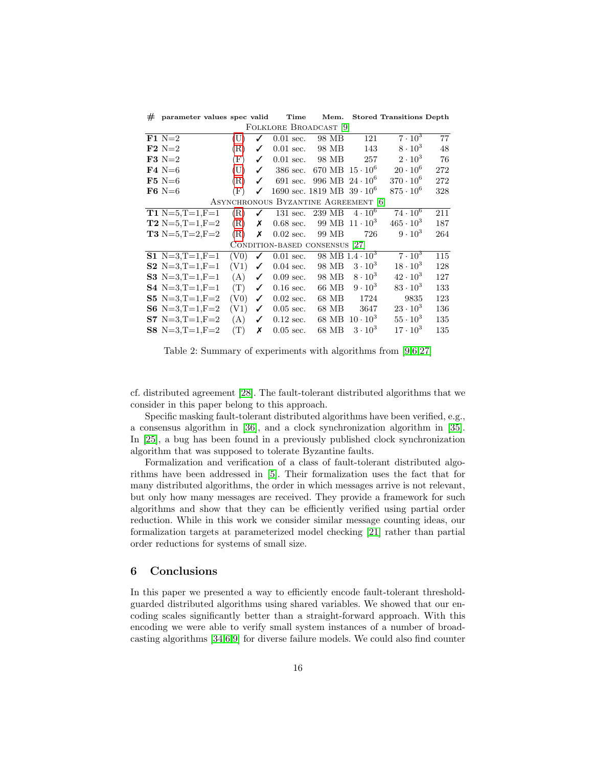| # | parameter values | spec | valid | Time | Mem. | Stored | Transitions | Depth |
|---|---|---|---|---|---|---|---|---|
| | | | | Folklore Broadcast [9] | | | | |
| **F1** | N=2 | (U) | ✓ | 0.01 sec. | 98 MB | 121 | $7 \cdot 10^3$ | 77 |
| **F2** | N=2 | (R) | ✓ | 0.01 sec. | 98 MB | 143 | $8 \cdot 10^3$ | 48 |
| **F3** | N=2 | (F) | ✓ | 0.01 sec. | 98 MB | 257 | $2 \cdot 10^3$ | 76 |
| **F4** | N=6 | (U) | ✓ | 386 sec. | 670 MB | $15 \cdot 10^6$ | $20 \cdot 10^6$ | 272 |
| **F5** | N=6 | (R) | ✓ | 691 sec. | 996 MB | $24 \cdot 10^6$ | $370 \cdot 10^6$ | 272 |
| **F6** | N=6 | (F) | ✓ | 1690 sec. | 1819 MB | $39 \cdot 10^6$ | $875 \cdot 10^6$ | 328 |
| | | | | Asynchronous Byzantine Agreement [6] | | | | |
| **T1** | N=5,T=1,F=1 | (R) | ✓ | 131 sec. | 239 MB | $4 \cdot 10^6$ | $74 \cdot 10^6$ | 211 |
| **T2** | N=5,T=1,F=2 | (R) | ✗ | 0.68 sec. | 99 MB | $11 \cdot 10^3$ | $465 \cdot 10^3$ | 187 |
| **T3** | N=5,T=2,F=2 | (R) | ✗ | 0.02 sec. | 99 MB | 726 | $9 \cdot 10^3$ | 264 |
| | | | | Condition-based consensus [27] | | | | |
| **S1** | N=3,T=1,F=1 | (V0) | ✓ | 0.01 sec. | 98 MB | $1.4 \cdot 10^3$ | $7 \cdot 10^3$ | 115 |
| **S2** | N=3,T=1,F=1 | (V1) | ✓ | 0.04 sec. | 98 MB | $3 \cdot 10^3$ | $18 \cdot 10^3$ | 128 |
| **S3** | N=3,T=1,F=1 | (A) | ✓ | 0.09 sec. | 98 MB | $8 \cdot 10^3$ | $42 \cdot 10^3$ | 127 |
| **S4** | N=3,T=1,F=1 | (T) | ✓ | 0.16 sec. | 66 MB | $9 \cdot 10^3$ | $83 \cdot 10^3$ | 133 |
| **S5** | N=3,T=1,F=2 | (V0) | ✓ | 0.02 sec. | 68 MB | 1724 | 9835 | 123 |
| **S6** | N=3,T=1,F=2 | (V1) | ✓ | 0.05 sec. | 68 MB | 3647 | $23 \cdot 10^3$ | 136 |
| **S7** | N=3,T=1,F=2 | (A) | ✓ | 0.12 sec. | 68 MB | $10 \cdot 10^3$ | $55 \cdot 10^3$ | 135 |
| **S8** | N=3,T=1,F=2 | (T) | ✗ | 0.05 sec. | 68 MB | $3 \cdot 10^3$ | $17 \cdot 10^3$ | 135 |

Table 2: Summary of experiments with algorithms from [9,6,27]

cf. distributed agreement [28]. The fault-tolerant distributed algorithms that we consider in this paper belong to this approach.

Specific masking fault-tolerant distributed algorithms have been verified, e.g., a consensus algorithm in [36], and a clock synchronization algorithm in [35]. In [25], a bug has been found in a previously published clock synchronization algorithm that was supposed to tolerate Byzantine faults.

Formalization and verification of a class of fault-tolerant distributed algorithms have been addressed in [5]. Their formalization uses the fact that for many distributed algorithms, the order in which messages arrive is not relevant, but only how many messages are received. They provide a framework for such algorithms and show that they can be efficiently verified using partial order reduction. While in this work we consider similar message counting ideas, our formalization targets at parameterized model checking [21] rather than partial order reductions for systems of small size.

## 6 Conclusions

In this paper we presented a way to efficiently encode fault-tolerant threshold-guarded distributed algorithms using shared variables. We showed that our encoding scales significantly better than a straight-forward approach. With this encoding we were able to verify small system instances of a number of broadcasting algorithms [34,6,9] for diverse failure models. We could also find counter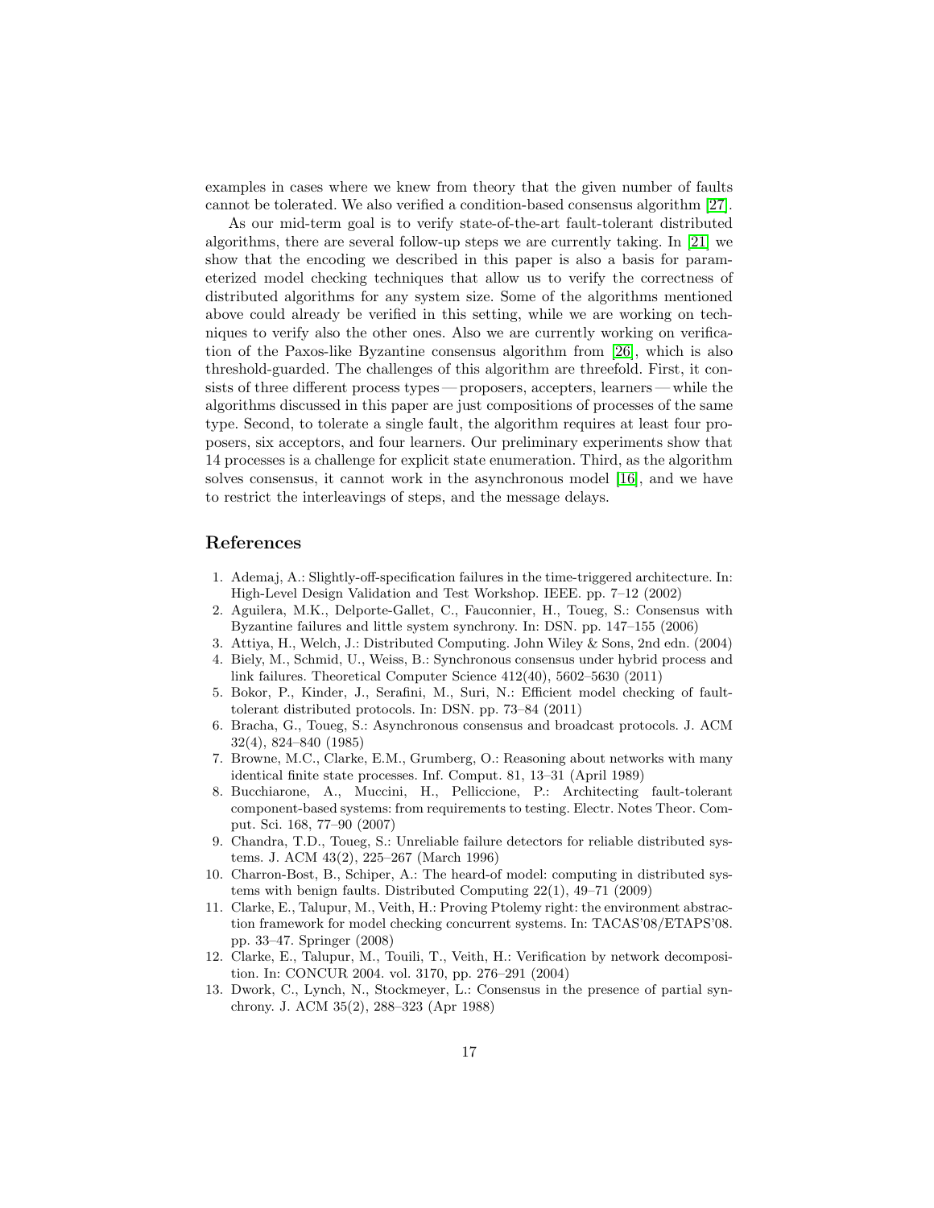examples in cases where we knew from theory that the given number of faults cannot be tolerated. We also verified a condition-based consensus algorithm [27].

As our mid-term goal is to verify state-of-the-art fault-tolerant distributed algorithms, there are several follow-up steps we are currently taking. In [21] we show that the encoding we described in this paper is also a basis for parameterized model checking techniques that allow us to verify the correctness of distributed algorithms for any system size. Some of the algorithms mentioned above could already be verified in this setting, while we are working on techniques to verify also the other ones. Also we are currently working on verification of the Paxos-like Byzantine consensus algorithm from [26], which is also threshold-guarded. The challenges of this algorithm are threefold. First, it consists of three different process types — proposers, accepters, learners — while the algorithms discussed in this paper are just compositions of processes of the same type. Second, to tolerate a single fault, the algorithm requires at least four proposers, six acceptors, and four learners. Our preliminary experiments show that 14 processes is a challenge for explicit state enumeration. Third, as the algorithm solves consensus, it cannot work in the asynchronous model [16], and we have to restrict the interleavings of steps, and the message delays.

## References

1. Ademaj, A.: Slightly-off-specification failures in the time-triggered architecture. In: High-Level Design Validation and Test Workshop. IEEE. pp. 7–12 (2002)
2. Aguilera, M.K., Delporte-Gallet, C., Fauconnier, H., Toueg, S.: Consensus with Byzantine failures and little system synchrony. In: DSN. pp. 147–155 (2006)
3. Attiya, H., Welch, J.: Distributed Computing. John Wiley & Sons, 2nd edn. (2004)
4. Biely, M., Schmid, U., Weiss, B.: Synchronous consensus under hybrid process and link failures. Theoretical Computer Science 412(40), 5602–5630 (2011)
5. Bokor, P., Kinder, J., Serafini, M., Suri, N.: Efficient model checking of fault-tolerant distributed protocols. In: DSN. pp. 73–84 (2011)
6. Bracha, G., Toueg, S.: Asynchronous consensus and broadcast protocols. J. ACM 32(4), 824–840 (1985)
7. Browne, M.C., Clarke, E.M., Grumberg, O.: Reasoning about networks with many identical finite state processes. Inf. Comput. 81, 13–31 (April 1989)
8. Bucchiarone, A., Muccini, H., Pelliccione, P.: Architecting fault-tolerant component-based systems: from requirements to testing. Electr. Notes Theor. Comput. Sci. 168, 77–90 (2007)
9. Chandra, T.D., Toueg, S.: Unreliable failure detectors for reliable distributed systems. J. ACM 43(2), 225–267 (March 1996)
10. Charron-Bost, B., Schiper, A.: The heard-of model: computing in distributed systems with benign faults. Distributed Computing 22(1), 49–71 (2009)
11. Clarke, E., Talupur, M., Veith, H.: Proving Ptolemy right: the environment abstraction framework for model checking concurrent systems. In: TACAS'08/ETAPS'08. pp. 33–47. Springer (2008)
12. Clarke, E., Talupur, M., Touili, T., Veith, H.: Verification by network decomposition. In: CONCUR 2004. vol. 3170, pp. 276–291 (2004)
13. Dwork, C., Lynch, N., Stockmeyer, L.: Consensus in the presence of partial synchrony. J. ACM 35(2), 288–323 (Apr 1988)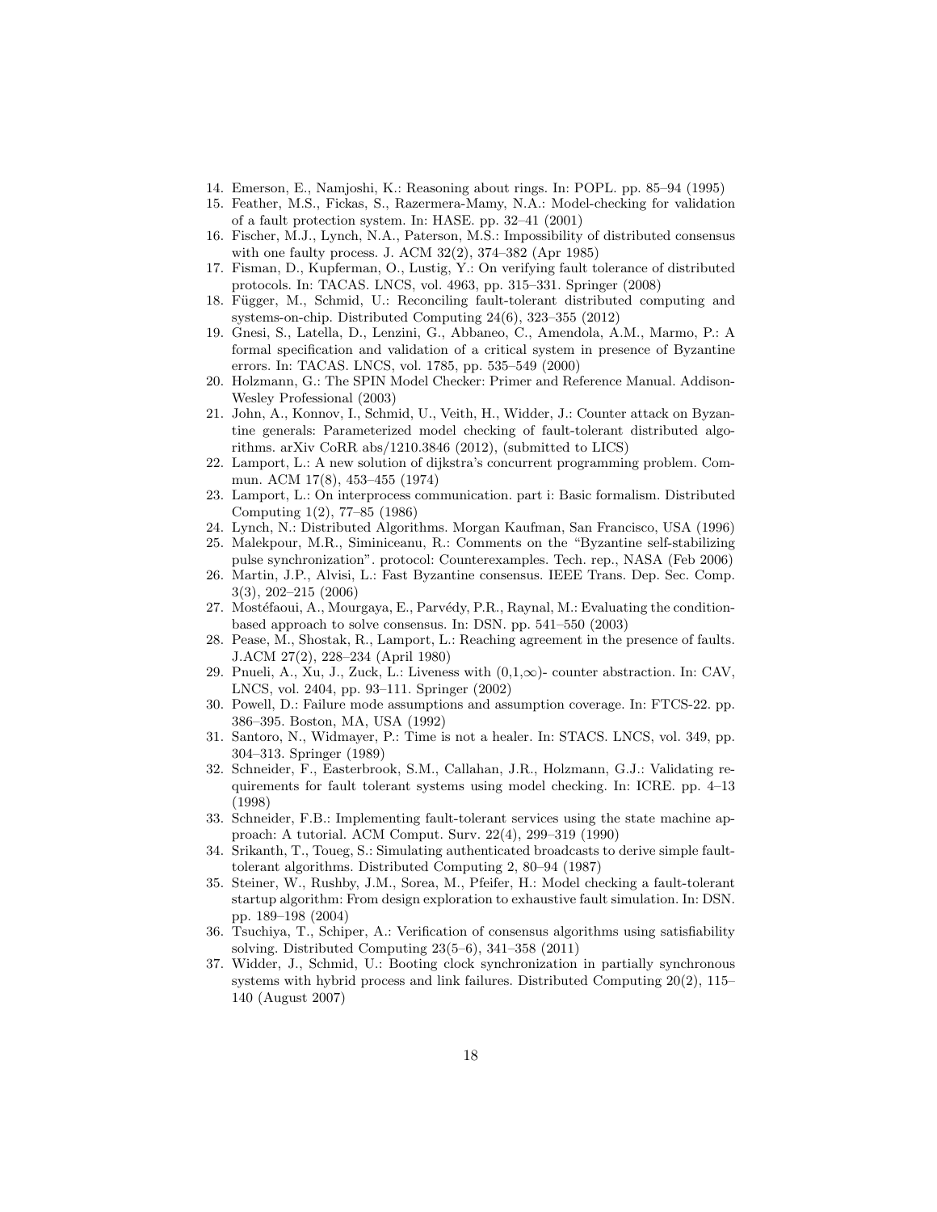14. Emerson, E., Namjoshi, K.: Reasoning about rings. In: POPL. pp. 85–94 (1995)
15. Feather, M.S., Fickas, S., Razermera-Mamy, N.A.: Model-checking for validation of a fault protection system. In: HASE. pp. 32–41 (2001)
16. Fischer, M.J., Lynch, N.A., Paterson, M.S.: Impossibility of distributed consensus with one faulty process. J. ACM 32(2), 374–382 (Apr 1985)
17. Fisman, D., Kupferman, O., Lustig, Y.: On verifying fault tolerance of distributed protocols. In: TACAS. LNCS, vol. 4963, pp. 315–331. Springer (2008)
18. Függer, M., Schmid, U.: Reconciling fault-tolerant distributed computing and systems-on-chip. Distributed Computing 24(6), 323–355 (2012)
19. Gnesi, S., Latella, D., Lenzini, G., Abbaneo, C., Amendola, A.M., Marmo, P.: A formal specification and validation of a critical system in presence of Byzantine errors. In: TACAS. LNCS, vol. 1785, pp. 535–549 (2000)
20. Holzmann, G.: The SPIN Model Checker: Primer and Reference Manual. Addison-Wesley Professional (2003)
21. John, A., Konnov, I., Schmid, U., Veith, H., Widder, J.: Counter attack on Byzantine generals: Parameterized model checking of fault-tolerant distributed algorithms. arXiv CoRR abs/1210.3846 (2012), (submitted to LICS)
22. Lamport, L.: A new solution of dijkstra's concurrent programming problem. Commun. ACM 17(8), 453–455 (1974)
23. Lamport, L.: On interprocess communication. part i: Basic formalism. Distributed Computing 1(2), 77–85 (1986)
24. Lynch, N.: Distributed Algorithms. Morgan Kaufman, San Francisco, USA (1996)
25. Malekpour, M.R., Siminiceanu, R.: Comments on the "Byzantine self-stabilizing pulse synchronization". protocol: Counterexamples. Tech. rep., NASA (Feb 2006)
26. Martin, J.P., Alvisi, L.: Fast Byzantine consensus. IEEE Trans. Dep. Sec. Comp. 3(3), 202–215 (2006)
27. Mostéfaoui, A., Mourgaya, E., Parvédy, P.R., Raynal, M.: Evaluating the condition-based approach to solve consensus. In: DSN. pp. 541–550 (2003)
28. Pease, M., Shostak, R., Lamport, L.: Reaching agreement in the presence of faults. J.ACM 27(2), 228–234 (April 1980)
29. Pnueli, A., Xu, J., Zuck, L.: Liveness with $(0,1,\infty)$- counter abstraction. In: CAV, LNCS, vol. 2404, pp. 93–111. Springer (2002)
30. Powell, D.: Failure mode assumptions and assumption coverage. In: FTCS-22. pp. 386–395. Boston, MA, USA (1992)
31. Santoro, N., Widmayer, P.: Time is not a healer. In: STACS. LNCS, vol. 349, pp. 304–313. Springer (1989)
32. Schneider, F., Easterbrook, S.M., Callahan, J.R., Holzmann, G.J.: Validating requirements for fault tolerant systems using model checking. In: ICRE. pp. 4–13 (1998)
33. Schneider, F.B.: Implementing fault-tolerant services using the state machine approach: A tutorial. ACM Comput. Surv. 22(4), 299–319 (1990)
34. Srikanth, T., Toueg, S.: Simulating authenticated broadcasts to derive simple fault-tolerant algorithms. Distributed Computing 2, 80–94 (1987)
35. Steiner, W., Rushby, J.M., Sorea, M., Pfeifer, H.: Model checking a fault-tolerant startup algorithm: From design exploration to exhaustive fault simulation. In: DSN. pp. 189–198 (2004)
36. Tsuchiya, T., Schiper, A.: Verification of consensus algorithms using satisfiability solving. Distributed Computing 23(5–6), 341–358 (2011)
37. Widder, J., Schmid, U.: Booting clock synchronization in partially synchronous systems with hybrid process and link failures. Distributed Computing 20(2), 115–140 (August 2007)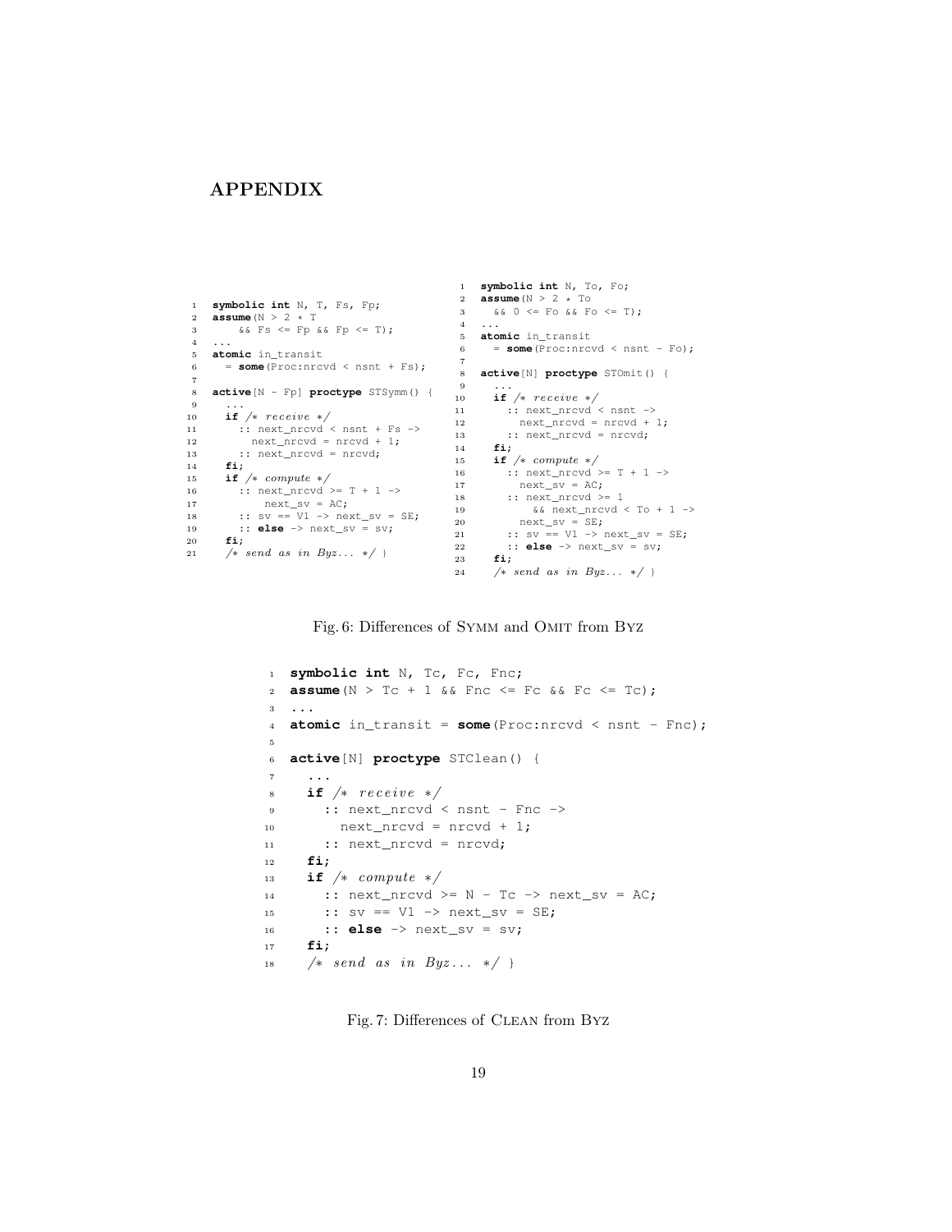# APPENDIX

```
symbolic int N, T, Fs, Fp;
assume(N > 2 * T
    && Fs <= Fp && Fp <= T);
...
atomic in_transit
  = some(Proc:nrcvd < nsnt + Fs);

active[N - Fp] proctype STSymm() {
  ...
  if /* receive */
    :: next_nrcvd < nsnt + Fs ->
      next_nrcvd = nrcvd + 1;
    :: next_nrcvd = nrcvd;
  fi;
  if /* compute */
    :: next_nrcvd >= T + 1 ->
        next_sv = AC;
    :: sv == V1 -> next_sv = SE;
    :: else -> next_sv = sv;
  fi;
  /* send as in Byz... */ }
```

```
symbolic int N, To, Fo;
assume(N > 2 * To
  && 0 <= Fo && Fo <= T);
...
atomic in_transit
  = some(Proc:nrcvd < nsnt - Fo);

active[N] proctype STOmit() {
  ...
  if /* receive */
    :: next_nrcvd < nsnt ->
      next_nrcvd = nrcvd + 1;
    :: next_nrcvd = nrcvd;
  fi;
  if /* compute */
    :: next_nrcvd >= T + 1 ->
      next_sv = AC;
    :: next_nrcvd >= 1
        && next_nrcvd < To + 1 ->
      next_sv = SE;
    :: sv == V1 -> next_sv = SE;
    :: else -> next_sv = sv;
  fi;
  /* send as in Byz... */ }
```

Fig. 6: Differences of SYMM and OMIT from BYZ

```
symbolic int N, Tc, Fc, Fnc;
assume(N > Tc + 1 && Fnc <= Fc && Fc <= Tc);
...
atomic in_transit = some(Proc:nrcvd < nsnt - Fnc);

active[N] proctype STClean() {
  ...
  if /* receive */
    :: next_nrcvd < nsnt - Fnc ->
      next_nrcvd = nrcvd + 1;
    :: next_nrcvd = nrcvd;
  fi;
  if /* compute */
    :: next_nrcvd >= N - Tc -> next_sv = AC;
    :: sv == V1 -> next_sv = SE;
    :: else -> next_sv = sv;
  fi;
  /* send as in Byz... */ }
```

Fig. 7: Differences of CLEAN from BYZ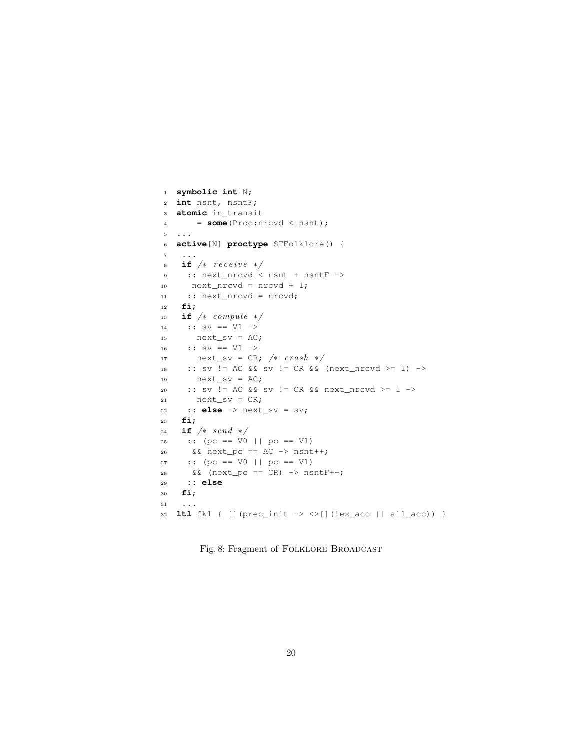```
symbolic int N;
int nsnt, nsntF;
atomic in_transit
    = some(Proc:nrcvd < nsnt);
...
active[N] proctype STFolklore() {
 ...
 if /* receive */
  :: next_nrcvd < nsnt + nsntF ->
   next_nrcvd = nrcvd + 1;
  :: next_nrcvd = nrcvd;
 fi;
 if /* compute */
  :: sv == V1 ->
    next_sv = AC;
  :: sv == V1 ->
    next_sv = CR; /* crash */
  :: sv != AC && sv != CR && (next_nrcvd >= 1) ->
    next_sv = AC;
  :: sv != AC && sv != CR && next_nrcvd >= 1 ->
    next_sv = CR;
  :: else -> next_sv = sv;
 fi;
 if /* send */
  :: (pc == V0 || pc == V1)
   && next_pc == AC -> nsnt++;
  :: (pc == V0 || pc == V1)
   && (next_pc == CR) -> nsntF++;
  :: else
 fi;
 ...
ltl fk1 { [](prec_init -> <>[](!ex_acc || all_acc)) }
```

Fig. 8: Fragment of Folklore Broadcast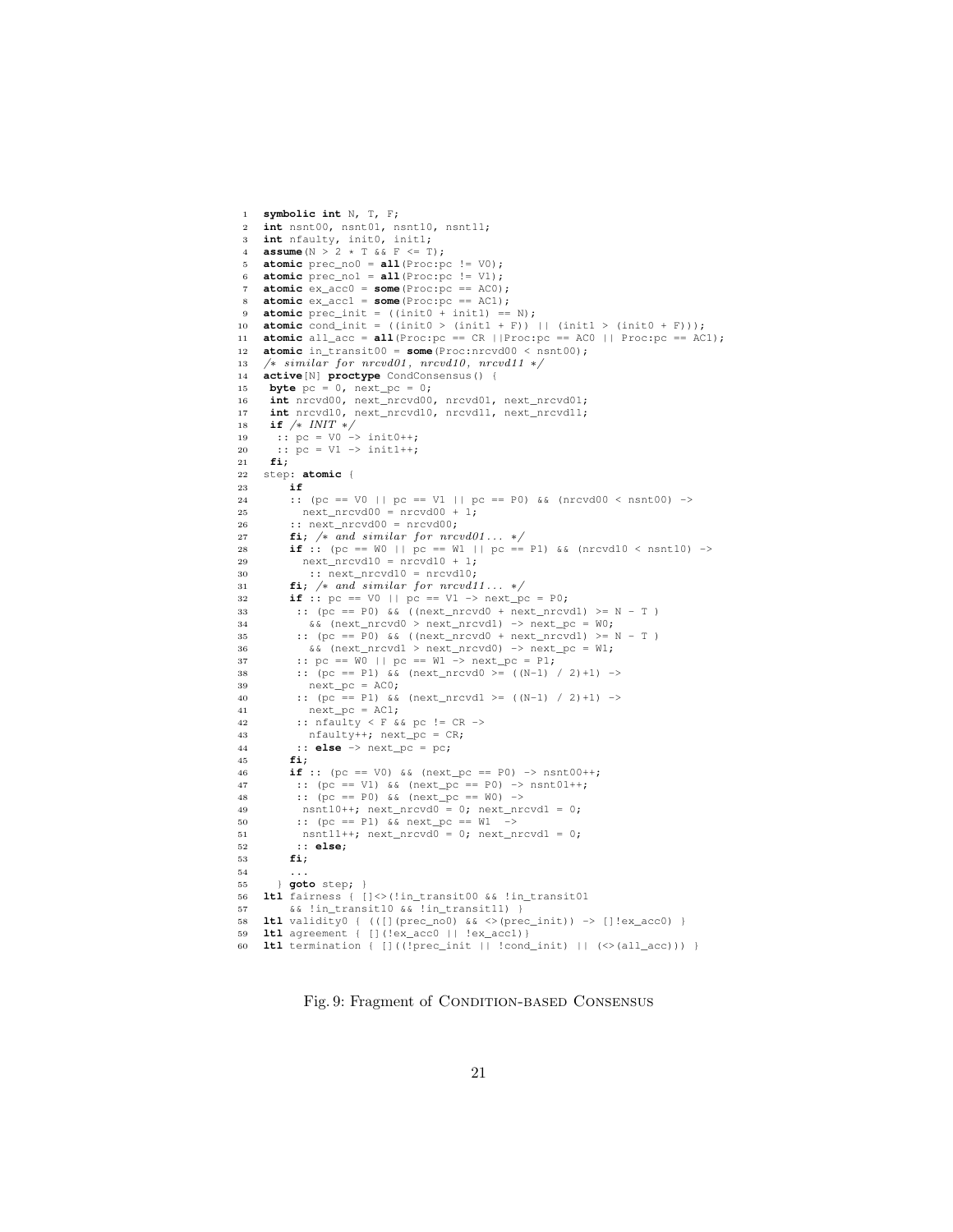```
1  symbolic int N, T, F;
2  int nsnt00, nsnt01, nsnt10, nsnt11;
3  int nfaulty, init0, init1;
4  assume(N > 2 * T && F <= T);
5  atomic prec_no0 = all(Proc:pc != V0);
6  atomic prec_no1 = all(Proc:pc != V1);
7  atomic ex_acc0 = some(Proc:pc == AC0);
8  atomic ex_acc1 = some(Proc:pc == AC1);
9  atomic prec_init = ((init0 + init1) == N);
10 atomic cond_init = ((init0 > (init1 + F)) || (init1 > (init0 + F)));
11 atomic all_acc = all(Proc:pc == CR ||Proc:pc == AC0 || Proc:pc == AC1);
12 atomic in_transit00 = some(Proc:nrcvd00 < nsnt00);
13 /* similar for nrcvd01, nrcvd10, nrcvd11 */
14 active[N] proctype CondConsensus() {
15  byte pc = 0, next_pc = 0;
16  int nrcvd00, next_nrcvd00, nrcvd01, next_nrcvd01;
17  int nrcvd10, next_nrcvd10, nrcvd11, next_nrcvd11;
18  if /* INIT */
19   :: pc = V0 -> init0++;
20   :: pc = V1 -> init1++;
21  fi;
22 step: atomic {
23     if
24     :: (pc == V0 || pc == V1 || pc == P0) && (nrcvd00 < nsnt00) ->
25       next_nrcvd00 = nrcvd00 + 1;
26     :: next_nrcvd00 = nrcvd00;
27     fi; /* and similar for nrcvd01... */
28     if :: (pc == W0 || pc == W1 || pc == P1) && (nrcvd10 < nsnt10) ->
29       next_nrcvd10 = nrcvd10 + 1;
30        :: next_nrcvd10 = nrcvd10;
31     fi; /* and similar for nrcvd11... */
32     if :: pc == V0 || pc == V1 -> next_pc = P0;
33      :: (pc == P0) && ((next_nrcvd0 + next_nrcvd1) >= N - T )
34        && (next_nrcvd0 > next_nrcvd1) -> next_pc = W0;
35      :: (pc == P0) && ((next_nrcvd0 + next_nrcvd1) >= N - T )
36        && (next_nrcvd1 > next_nrcvd0) -> next_pc = W1;
37      :: pc == W0 || pc == W1 -> next_pc = P1;
38      :: (pc == P1) && (next_nrcvd0 >= ((N-1) / 2)+1) ->
39        next_pc = AC0;
40      :: (pc == P1) && (next_nrcvd1 >= ((N-1) / 2)+1) ->
41        next_pc = AC1;
42      :: nfaulty < F && pc != CR ->
43        nfaulty++; next_pc = CR;
44      :: else -> next_pc = pc;
45     fi;
46     if :: (pc == V0) && (next_pc == P0) -> nsnt00++;
47      :: (pc == V1) && (next_pc == P0) -> nsnt01++;
48      :: (pc == P0) && (next_pc == W0) ->
49       nsnt10++; next_nrcvd0 = 0; next_nrcvd1 = 0;
50      :: (pc == P1) && next_pc == W1  ->
51       nsnt11++; next_nrcvd0 = 0; next_nrcvd1 = 0;
52      :: else;
53     fi;
54     ...
55   } goto step; }
56 ltl fairness { []<>(!in_transit00 && !in_transit01
57     && !in_transit10 && !in_transit11) }
58 ltl validity0 { (([](prec_no0) && <>(prec_init)) -> []!ex_acc0) }
59 ltl agreement { [](!ex_acc0 || !ex_acc1)}
60 ltl termination { []((!prec_init || !cond_init) || (<>(all_acc))) }
```

Fig. 9: Fragment of CONDITION-BASED CONSENSUS